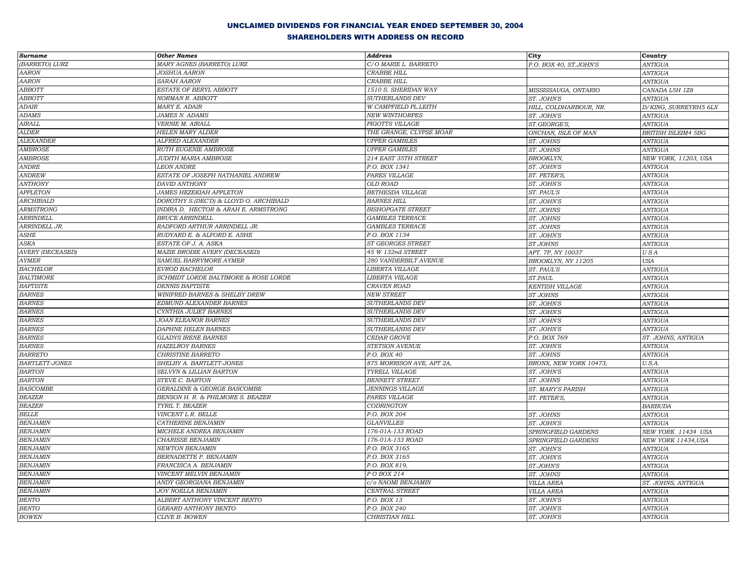# UNCLAIMED DIVIDENDS FOR FINANCIAL YEAR ENDED SEPTEMBER 30, 2004

## SHAREHOLDERS WITH ADDRESS ON RECORD

| Surname | Other Names | Address | City | Country |
|---|---|---|---|---|
| (BARRETO) LURZ | MARY AGNES (BARRETO) LURZ | C/O MARIE L. BARRETO | P.O. BOX 40, ST.JOHN'S | ANTIGUA |
| AARON | JOSHUA AARON | CRABBE HILL | | ANTIGUA |
| AARON | SARAH AARON | CRABBE HILL | | ANTIGUA |
| ABBOTT | ESTATE OF BERYL ABBOTT | 1510 S. SHERIDAN WAY | MISSISSAUGA, ONTARIO | CANADA L5H 1Z8 |
| ABBOTT | NORMAN R. ABBOTT | SUTHERLANDS DEV | ST. JOHN'S | ANTIGUA |
| ADAIR | MARY E. ADAIR | W.CAMPFIELD PL.LEITH | HILL, COLDHARBOUR, NR. | D/KING, SURREYRH5 6LX |
| ADAMS | JAMES N. ADAMS | NEW WINTHORPES | ST. JOHN'S | ANTIGUA |
| AIRALL | VERNIE M. AIRALL | PIGOTTS VILLAGE | ST.GEORGE'S, | ANTIGUA |
| ALDER | HELEN MARY ALDER | THE GRANGE, CLYPSE MOAR | ONCHAN, ISLE OF MAN | BRITISH ISLEIM4 5BG |
| ALEXANDER | ALFRED ALEXANDER | UPPER GAMBLES | ST. JOHNS | ANTIGUA |
| AMBROSE | RUTH EUGENIE AMBROSE | UPPER GAMBLES | ST. JOHNS | ANTIGUA |
| AMBROSE | JUDITH MARIA AMBROSE | 214 EAST 35TH STREET | BROOKLYN, | NEW YORK, 11203, USA |
| ANDRE | LEON ANDRE | P.O. BOX 1341 | ST. JOHN'S | ANTIGUA |
| ANDREW | ESTATE OF JOSEPH NATHANIEL ANDREW | PARES VILLAGE | ST. PETER'S, | ANTIGUA |
| ANTHONY | DAVID ANTHONY | OLD ROAD | ST. JOHN'S | ANTIGUA |
| APPLETON | JAMES HEZEKIAH APPLETON | BETHESDA VILLAGE | ST. PAUL'S | ANTIGUA |
| ARCHIBALD | DOROTHY S.(DEC'D) & LLOYD O. ARCHIBALD | BARNES HILL | ST. JOHN'S | ANTIGUA |
| ARMSTRONG | INDIRA D. HECTOR & ARAH E. ARMSTRONG | BISHOPGATE STREET | ST. JOHNS | ANTIGUA |
| ARRINDELL | BRUCE ARRINDELL | GAMBLES TERRACE | ST. JOHNS | ANTIGUA |
| ARRINDELL JR. | RADFORD ARTHUR ARRINDELL JR. | GAMBLES TERRACE | ST. JOHNS | ANTIGUA |
| ASHE | RUDYARD E. & ALFORD E. ASHE | P.O. BOX 1134 | ST. JOHN'S | ANTIGUA |
| ASKA | ESTATE OF J. A. ASKA | ST GEORGES STREET | ST JOHNS | ANTIGUA |
| AVERY (DECEASED) | MAZIE BRODIE AVERY (DECEASED) | 45 W 132nd STREET | APT. 7P, NY 10037 | U S A |
| AYMER | SAMUEL BARRYMORE AYMER | 280 VANDERBILT AVENUE | BROOKLYN, NY 11205 | USA |
| BACHELOR | EVROD BACHELOR | LIBERTA VILLAGE | ST. PAUL'S | ANTIGUA |
| BALTIMORE | SCHMIDT LORDE BALTIMORE & ROSE LORDE | LIBERTA VIILAGE | ST.PAUL | ANTIGUA |
| BAPTISTE | DENNIS BAPTISTE | CRAVEN ROAD | KENTISH VILLAGE | ANTIGUA |
| BARNES | WINIFRED BARNES & SHELBY DREW | NEW STREET | ST JOHNS | ANTIGUA |
| BARNES | EDMUND ALEXANDER BARNES | SUTHERLANDS DEV | ST. JOHN'S | ANTIGUA |
| BARNES | CYNTHIA JULIET BARNES | SUTHERLANDS DEV | ST. JOHN'S | ANTIGUA |
| BARNES | JOAN ELEANOR BARNES | SUTHERLANDS DEV | ST. JOHN'S | ANTIGUA |
| BARNES | DAPHNE HELEN BARNES | SUTHERLANDS DEV | ST. JOHN'S | ANTIGUA |
| BARNES | GLADYS IRENE BARNES | CEDAR GROVE | P.O. BOX 769 | ST. JOHNS, ANTIGUA |
| BARNES | HAZELROY BARNES | STETSON AVENUE | ST. JOHN'S | ANTIGUA |
| BARRETO | CHRISTINE BARRETO | P.O. BOX 40 | ST. JOHNS | ANTIGUA |
| BARTLETT-JONES | SHELBY A. BARTLETT-JONES | 875 MORRISON AVE, APT 2A, | BRONX, NEW YORK 10473, | U.S.A. |
| BARTON | SELVYN & LILLIAN BARTON | TYRELL VILLAGE | ST. JOHN'S | ANTIGUA |
| BARTON | STEVE C. BARTON | BENNETT STREET | ST. JOHNS | ANTIGUA |
| BASCOMBE | GERALDINE & GEORGE BASCOMBE | JENNINGS VILLAGE | ST. MARY'S PARISH | ANTIGUA |
| BEAZER | BENSON H. R. & PHILMORE S. BEAZER | PARES VILLAGE | ST. PETER'S, | ANTIGUA |
| BEAZER | TYRIL T. BEAZER | CODRINGTON | | BARBUDA |
| BELLE | VINCENT L.R. BELLE | P.O. BOX 204 | ST. JOHNS | ANTIGUA |
| BENJAMIN | CATHERINE BENJAMIN | GLANVILLES | ST. JOHN'S | ANTIGUA |
| BENJAMIN | MICHELE ANDREA BENJAMIN | 176-01A-133 ROAD | SPRINGFIELD GARDENS | NEW YORK 11434 USA |
| BENJAMIN | CHARISSE BENJAMIN | 176-01A-133 ROAD | SPRINGFIELD GARDENS | NEW YORK 11434,USA |
| BENJAMIN | NEWTON BENJAMIN | P.O. BOX 3165 | ST. JOHN'S | ANTIGUA |
| BENJAMIN | BERNADETTE P. BENJAMIN | P.O. BOX 3165 | ST. JOHN'S | ANTIGUA |
| BENJAMIN | FRANCISCA A. BENJAMIN | P.O. BOX 819, | ST.JOHN'S | ANTIGUA |
| BENJAMIN | VINCENT MELVIN BENJAMIN | P O BOX 214 | ST. JOHNS | ANTIGUA |
| BENJAMIN | ANDY GEORGIANA BENJAMIN | c/o NAOMI BENJAMIN | VILLA AREA | ST. JOHNS, ANTIGUA |
| BENJAMIN | JOY NOELLA BENJAMIN | CENTRAL STREET | VILLA AREA | ANTIGUA |
| BENTO | ALBERT ANTHONY VINCENT BENTO | P.O. BOX 13 | ST. JOHN'S | ANTIGUA |
| BENTO | GERARD ANTHONY BENTO | P.O. BOX 240 | ST. JOHN'S | ANTIGUA |
| BOWEN | CLIVE B. BOWEN | CHRISTIAN HILL | ST. JOHN'S | ANTIGUA |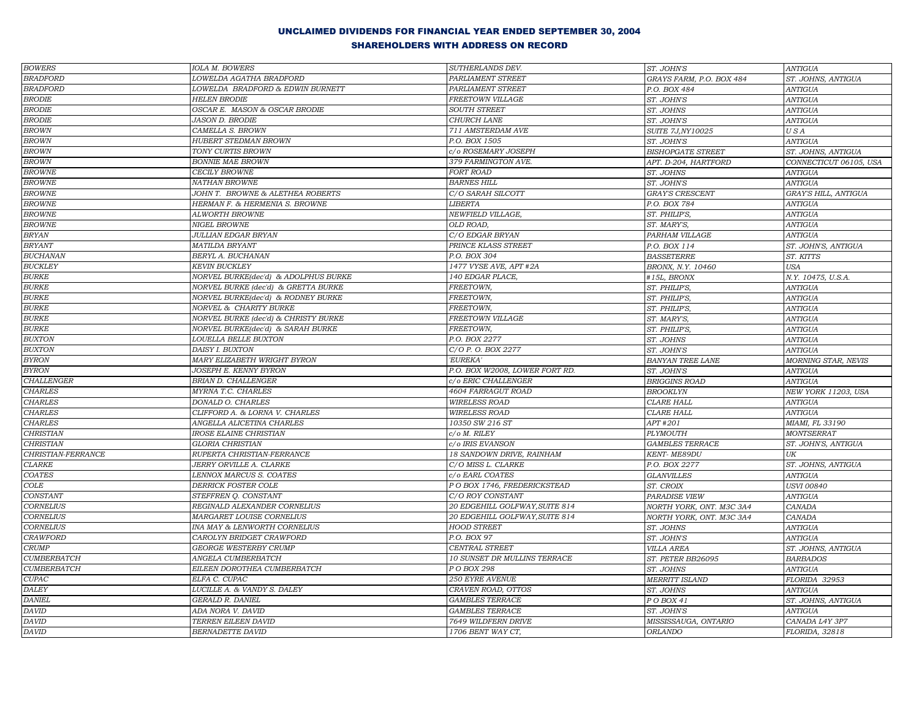# UNCLAIMED DIVIDENDS FOR FINANCIAL YEAR ENDED SEPTEMBER 30, 2004

## SHAREHOLDERS WITH ADDRESS ON RECORD

| | | | | |
|---|---|---|---|---|
| BOWERS | IOLA M. BOWERS | SUTHERLANDS DEV. | ST. JOHN'S | ANTIGUA |
| BRADFORD | LOWELDA AGATHA BRADFORD | PARLIAMENT STREET | GRAYS FARM, P.O. BOX 484 | ST. JOHNS, ANTIGUA |
| BRADFORD | LOWELDA BRADFORD & EDWIN BURNETT | PARLIAMENT STREET | P.O. BOX 484 | ANTIGUA |
| BRODIE | HELEN BRODIE | FREETOWN VILLAGE | ST. JOHN'S | ANTIGUA |
| BRODIE | OSCAR E. MASON & OSCAR BRODIE | SOUTH STREET | ST. JOHNS | ANTIGUA |
| BRODIE | JASON D. BRODIE | CHURCH LANE | ST. JOHN'S | ANTIGUA |
| BROWN | CAMELLA S. BROWN | 711 AMSTERDAM AVE | SUITE 7J,NY10025 | U S A |
| BROWN | HUBERT STEDMAN BROWN | P.O. BOX 1505 | ST. JOHN'S | ANTIGUA |
| BROWN | TONY CURTIS BROWN | c/o ROSEMARY JOSEPH | BISHOPGATE STREET | ST. JOHNS, ANTIGUA |
| BROWN | BONNIE MAE BROWN | 379 FARMINGTON AVE. | APT. D-204, HARTFORD | CONNECTICUT 06105, USA |
| BROWNE | CECILY BROWNE | FORT ROAD | ST. JOHNS | ANTIGUA |
| BROWNE | NATHAN BROWNE | BARNES HILL | ST. JOHN'S | ANTIGUA |
| BROWNE | JOHN T. BROWNE & ALETHEA ROBERTS | C/O SARAH SILCOTT | GRAY'S CRESCENT | GRAY'S HILL, ANTIGUA |
| BROWNE | HERMAN F. & HERMENIA S. BROWNE | LIBERTA | P.O. BOX 784 | ANTIGUA |
| BROWNE | ALWORTH BROWNE | NEWFIELD VILLAGE, | ST. PHILIP'S, | ANTIGUA |
| BROWNE | NIGEL BROWNE | OLD ROAD, | ST. MARY'S, | ANTIGUA |
| BRYAN | JULLIAN EDGAR BRYAN | C/O EDGAR BRYAN | PARHAM VILLAGE | ANTIGUA |
| BRYANT | MATILDA BRYANT | PRINCE KLASS STREET | P.O. BOX 114 | ST. JOHN'S, ANTIGUA |
| BUCHANAN | BERYL A. BUCHANAN | P.O. BOX 304 | BASSETERRE | ST. KITTS |
| BUCKLEY | KEVIN BUCKLEY | 1477 VYSE AVE, APT #2A | BRONX, N.Y. 10460 | USA |
| BURKE | NORVEL BURKE(dec'd) & ADOLPHUS BURKE | 140 EDGAR PLACE, | #15L, BRONX | N.Y. 10475, U.S.A. |
| BURKE | NORVEL BURKE (dec'd) & GRETTA BURKE | FREETOWN, | ST. PHILIP'S, | ANTIGUA |
| BURKE | NORVEL BURKE(dec'd) & RODNEY BURKE | FREETOWN, | ST. PHILIP'S, | ANTIGUA |
| BURKE | NORVEL & CHARITY BURKE | FREETOWN, | ST. PHILIP'S, | ANTIGUA |
| BURKE | NORVEL BURKE (dec'd) & CHRISTY BURKE | FREETOWN VILLAGE | ST. MARY'S, | ANTIGUA |
| BURKE | NORVEL BURKE(dec'd) & SARAH BURKE | FREETOWN, | ST. PHILIP'S, | ANTIGUA |
| BUXTON | LOUELLA BELLE BUXTON | P.O. BOX 2277 | ST. JOHNS | ANTIGUA |
| BUXTON | DAISY I. BUXTON | C/O P. O. BOX 2277 | ST. JOHN'S | ANTIGUA |
| BYRON | MARY ELIZABETH WRIGHT BYRON | 'EUREKA' | BANYAN TREE LANE | MORNING STAR, NEVIS |
| BYRON | JOSEPH E. KENNY BYRON | P.O. BOX W2008, LOWER FORT RD. | ST. JOHN'S | ANTIGUA |
| CHALLENGER | BRIAN D. CHALLENGER | c/o ERIC CHALLENGER | BRIGGINS ROAD | ANTIGUA |
| CHARLES | MYRNA T.C. CHARLES | 4604 FARRAGUT ROAD | BROOKLYN | NEW YORK 11203, USA |
| CHARLES | DONALD O. CHARLES | WIRELESS ROAD | CLARE HALL | ANTIGUA |
| CHARLES | CLIFFORD A. & LORNA V. CHARLES | WIRELESS ROAD | CLARE HALL | ANTIGUA |
| CHARLES | ANGELLA ALICETINA CHARLES | 10350 SW 216 ST | APT #201 | MIAMI, FL 33190 |
| CHRISTIAN | IROSE ELAINE CHRISTIAN | c/o M. RILEY | PLYMOUTH | MONTSERRAT |
| CHRISTIAN | GLORIA CHRISTIAN | c/o IRIS EVANSON | GAMBLES TERRACE | ST. JOHN'S, ANTIGUA |
| CHRISTIAN-FERRANCE | RUPERTA CHRISTIAN-FERRANCE | 18 SANDOWN DRIVE, RAINHAM | KENT- ME89DU | UK |
| CLARKE | JERRY ORVILLE A. CLARKE | C/O MISS L. CLARKE | P.O. BOX 2277 | ST. JOHNS, ANTIGUA |
| COATES | LENNOX MARCUS S. COATES | c/o EARL COATES | GLANVILLES | ANTIGUA |
| COLE | DERRICK FOSTER COLE | P O BOX 1746, FREDERICKSTEAD | ST. CROIX | USVI 00840 |
| CONSTANT | STEFFREN Q. CONSTANT | C/O ROY CONSTANT | PARADISE VIEW | ANTIGUA |
| CORNELIUS | REGINALD ALEXANDER CORNELIUS | 20 EDGEHILL GOLFWAY,SUITE 814 | NORTH YORK, ONT. M3C 3A4 | CANADA |
| CORNELIUS | MARGARET LOUISE CORNELIUS | 20 EDGEHILL GOLFWAY,SUITE 814 | NORTH YORK, ONT. M3C 3A4 | CANADA |
| CORNELIUS | INA MAY & LENWORTH CORNELIUS | HOOD STREET | ST. JOHNS | ANTIGUA |
| CRAWFORD | CAROLYN BRIDGET CRAWFORD | P.O. BOX 97 | ST. JOHN'S | ANTIGUA |
| CRUMP | GEORGE WESTERBY CRUMP | CENTRAL STREET | VILLA AREA | ST. JOHNS, ANTIGUA |
| CUMBERBATCH | ANGELA CUMBERBATCH | 10 SUNSET DR MULLINS TERRACE | ST. PETER BB26095 | BARBADOS |
| CUMBERBATCH | EILEEN DOROTHEA CUMBERBATCH | P O BOX 298 | ST. JOHNS | ANTIGUA |
| CUPAC | ELFA C. CUPAC | 250 EYRE AVENUE | MERRITT ISLAND | FLORIDA 32953 |
| DALEY | LUCILLE A. & VANDY S. DALEY | CRAVEN ROAD, OTTOS | ST. JOHNS | ANTIGUA |
| DANIEL | GERALD R. DANIEL | GAMBLES TERRACE | P O BOX 41 | ST. JOHNS, ANTIGUA |
| DAVID | ADA NORA V. DAVID | GAMBLES TERRACE | ST. JOHN'S | ANTIGUA |
| DAVID | TERREN EILEEN DAVID | 7649 WILDFERN DRIVE | MISSISSAUGA, ONTARIO | CANADA L4Y 3P7 |
| DAVID | BERNADETTE DAVID | 1706 BENT WAY CT, | ORLANDO | FLORIDA, 32818 |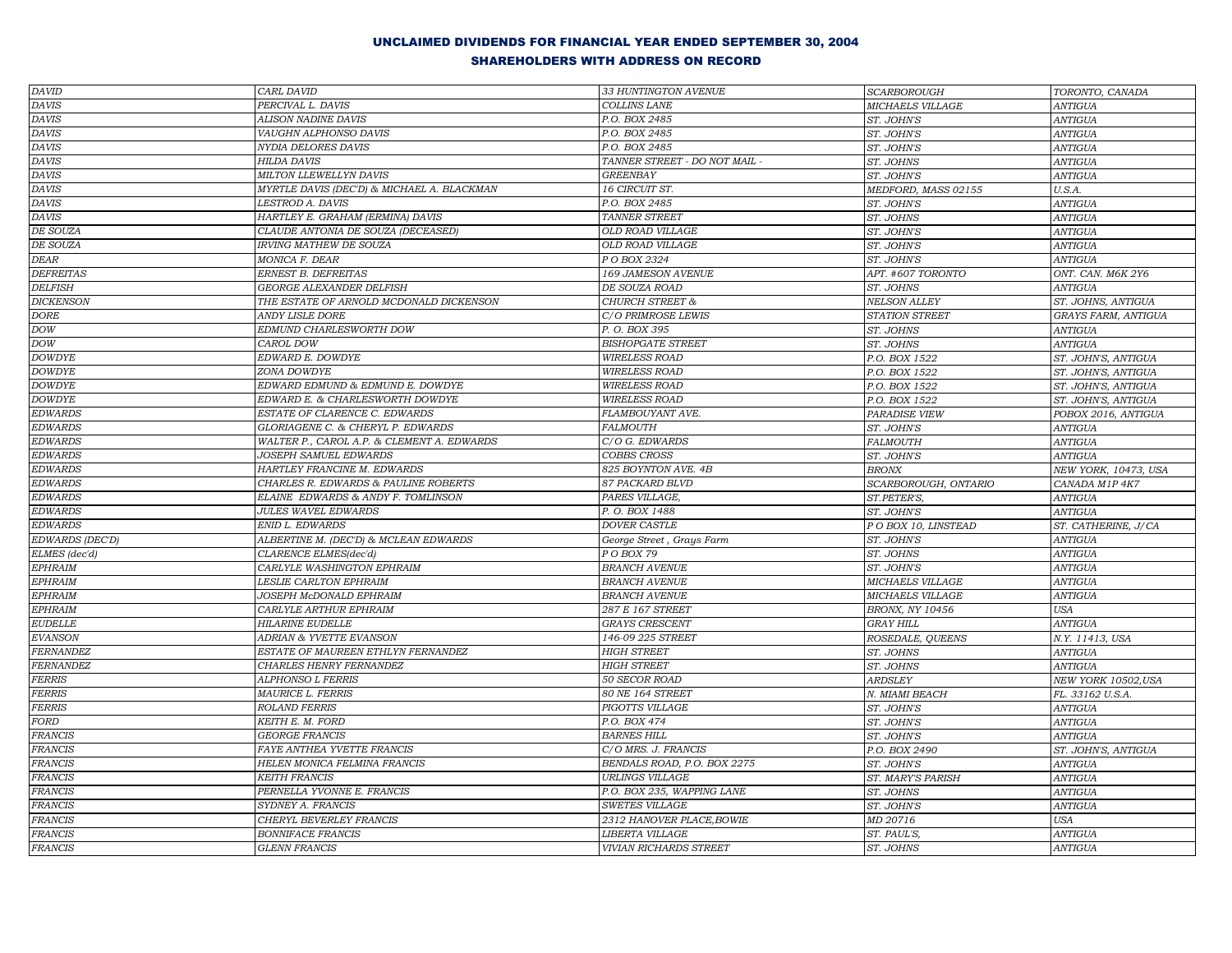## UNCLAIMED DIVIDENDS FOR FINANCIAL YEAR ENDED SEPTEMBER 30, 2004

### SHAREHOLDERS WITH ADDRESS ON RECORD

| | | | | |
|---|---|---|---|---|
| DAVID | CARL DAVID | 33 HUNTINGTON AVENUE | SCARBOROUGH | TORONTO, CANADA |
| DAVIS | PERCIVAL L. DAVIS | COLLINS LANE | MICHAELS VILLAGE | ANTIGUA |
| DAVIS | ALISON NADINE DAVIS | P.O. BOX 2485 | ST. JOHN'S | ANTIGUA |
| DAVIS | VAUGHN ALPHONSO DAVIS | P.O. BOX 2485 | ST. JOHN'S | ANTIGUA |
| DAVIS | NYDIA DELORES DAVIS | P.O. BOX 2485 | ST. JOHN'S | ANTIGUA |
| DAVIS | HILDA DAVIS | TANNER STREET - DO NOT MAIL - | ST. JOHNS | ANTIGUA |
| DAVIS | MILTON LLEWELLYN DAVIS | GREENBAY | ST. JOHN'S | ANTIGUA |
| DAVIS | MYRTLE DAVIS (DEC'D) & MICHAEL A. BLACKMAN | 16 CIRCUIT ST. | MEDFORD, MASS 02155 | U.S.A. |
| DAVIS | LESTROD A. DAVIS | P.O. BOX 2485 | ST. JOHN'S | ANTIGUA |
| DAVIS | HARTLEY E. GRAHAM (ERMINA) DAVIS | TANNER STREET | ST. JOHNS | ANTIGUA |
| DE SOUZA | CLAUDE ANTONIA DE SOUZA (DECEASED) | OLD ROAD VILLAGE | ST. JOHN'S | ANTIGUA |
| DE SOUZA | IRVING MATHEW DE SOUZA | OLD ROAD VILLAGE | ST. JOHN'S | ANTIGUA |
| DEAR | MONICA F. DEAR | P O BOX 2324 | ST. JOHN'S | ANTIGUA |
| DEFREITAS | ERNEST B. DEFREITAS | 169 JAMESON AVENUE | APT. #607 TORONTO | ONT. CAN. M6K 2Y6 |
| DELFISH | GEORGE ALEXANDER DELFISH | DE SOUZA ROAD | ST. JOHNS | ANTIGUA |
| DICKENSON | THE ESTATE OF ARNOLD MCDONALD DICKENSON | CHURCH STREET & | NELSON ALLEY | ST. JOHNS, ANTIGUA |
| DORE | ANDY LISLE DORE | C/O PRIMROSE LEWIS | STATION STREET | GRAYS FARM, ANTIGUA |
| DOW | EDMUND CHARLESWORTH DOW | P. O. BOX 395 | ST. JOHNS | ANTIGUA |
| DOW | CAROL DOW | BISHOPGATE STREET | ST. JOHNS | ANTIGUA |
| DOWDYE | EDWARD E. DOWDYE | WIRELESS ROAD | P.O. BOX 1522 | ST. JOHN'S, ANTIGUA |
| DOWDYE | ZONA DOWDYE | WIRELESS ROAD | P.O. BOX 1522 | ST. JOHN'S, ANTIGUA |
| DOWDYE | EDWARD EDMUND & EDMUND E. DOWDYE | WIRELESS ROAD | P.O. BOX 1522 | ST. JOHN'S, ANTIGUA |
| DOWDYE | EDWARD E. & CHARLESWORTH DOWDYE | WIRELESS ROAD | P.O. BOX 1522 | ST. JOHN'S, ANTIGUA |
| EDWARDS | ESTATE OF CLARENCE C. EDWARDS | FLAMBOUYANT AVE. | PARADISE VIEW | POBOX 2016, ANTIGUA |
| EDWARDS | GLORIAGENE C. & CHERYL P. EDWARDS | FALMOUTH | ST. JOHN'S | ANTIGUA |
| EDWARDS | WALTER P., CAROL A.P. & CLEMENT A. EDWARDS | C/O G. EDWARDS | FALMOUTH | ANTIGUA |
| EDWARDS | JOSEPH SAMUEL EDWARDS | COBBS CROSS | ST. JOHN'S | ANTIGUA |
| EDWARDS | HARTLEY FRANCINE M. EDWARDS | 825 BOYNTON AVE. 4B | BRONX | NEW YORK, 10473, USA |
| EDWARDS | CHARLES R. EDWARDS & PAULINE ROBERTS | 87 PACKARD BLVD | SCARBOROUGH, ONTARIO | CANADA M1P 4K7 |
| EDWARDS | ELAINE EDWARDS & ANDY F. TOMLINSON | PARES VILLAGE, | ST.PETER'S, | ANTIGUA |
| EDWARDS | JULES WAVEL EDWARDS | P. O. BOX 1488 | ST. JOHN'S | ANTIGUA |
| EDWARDS | ENID L. EDWARDS | DOVER CASTLE | P O BOX 10, LINSTEAD | ST. CATHERINE, J/CA |
| EDWARDS (DEC'D) | ALBERTINE M. (DEC'D) & MCLEAN EDWARDS | George Street , Grays Farm | ST. JOHN'S | ANTIGUA |
| ELMES (dec'd) | CLARENCE ELMES(dec'd) | P O BOX 79 | ST. JOHNS | ANTIGUA |
| EPHRAIM | CARLYLE WASHINGTON EPHRAIM | BRANCH AVENUE | ST. JOHN'S | ANTIGUA |
| EPHRAIM | LESLIE CARLTON EPHRAIM | BRANCH AVENUE | MICHAELS VILLAGE | ANTIGUA |
| EPHRAIM | JOSEPH McDONALD EPHRAIM | BRANCH AVENUE | MICHAELS VILLAGE | ANTIGUA |
| EPHRAIM | CARLYLE ARTHUR EPHRAIM | 287 E 167 STREET | BRONX, NY 10456 | USA |
| EUDELLE | HILARINE EUDELLE | GRAYS CRESCENT | GRAY HILL | ANTIGUA |
| EVANSON | ADRIAN & YVETTE EVANSON | 146-09 225 STREET | ROSEDALE, QUEENS | N.Y. 11413, USA |
| FERNANDEZ | ESTATE OF MAUREEN ETHLYN FERNANDEZ | HIGH STREET | ST. JOHNS | ANTIGUA |
| FERNANDEZ | CHARLES HENRY FERNANDEZ | HIGH STREET | ST. JOHNS | ANTIGUA |
| FERRIS | ALPHONSO L FERRIS | 50 SECOR ROAD | ARDSLEY | NEW YORK 10502,USA |
| FERRIS | MAURICE L. FERRIS | 80 NE 164 STREET | N. MIAMI BEACH | FL. 33162 U.S.A. |
| FERRIS | ROLAND FERRIS | PIGOTTS VILLAGE | ST. JOHN'S | ANTIGUA |
| FORD | KEITH E. M. FORD | P.O. BOX 474 | ST. JOHN'S | ANTIGUA |
| FRANCIS | GEORGE FRANCIS | BARNES HILL | ST. JOHN'S | ANTIGUA |
| FRANCIS | FAYE ANTHEA YVETTE FRANCIS | C/O MRS. J. FRANCIS | P.O. BOX 2490 | ST. JOHN'S, ANTIGUA |
| FRANCIS | HELEN MONICA FELMINA FRANCIS | BENDALS ROAD, P.O. BOX 2275 | ST. JOHN'S | ANTIGUA |
| FRANCIS | KEITH FRANCIS | URLINGS VILLAGE | ST. MARY'S PARISH | ANTIGUA |
| FRANCIS | PERNELLA YVONNE E. FRANCIS | P.O. BOX 235, WAPPING LANE | ST. JOHN'S | ANTIGUA |
| FRANCIS | SYDNEY A. FRANCIS | SWETES VILLAGE | ST. JOHN'S | ANTIGUA |
| FRANCIS | CHERYL BEVERLEY FRANCIS | 2312 HANOVER PLACE,BOWIE | MD 20716 | USA |
| FRANCIS | BONNIFACE FRANCIS | LIBERTA VILLAGE | ST. PAUL'S, | ANTIGUA |
| FRANCIS | GLENN FRANCIS | VIVIAN RICHARDS STREET | ST. JOHNS | ANTIGUA |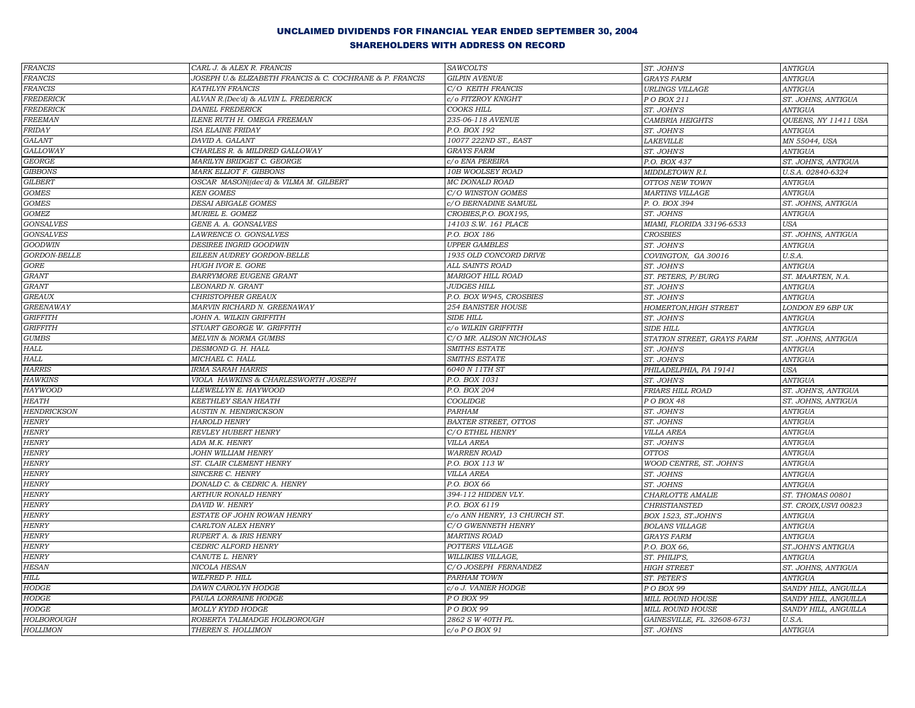**UNCLAIMED DIVIDENDS FOR FINANCIAL YEAR ENDED SEPTEMBER 30, 2004**

**SHAREHOLDERS WITH ADDRESS ON RECORD**

| | | | | |
|---|---|---|---|---|
| FRANCIS | CARL J. & ALEX R. FRANCIS | SAWCOLTS | ST. JOHN'S | ANTIGUA |
| FRANCIS | JOSEPH U.& ELIZABETH FRANCIS & C. COCHRANE & P. FRANCIS | GILPIN AVENUE | GRAYS FARM | ANTIGUA |
| FRANCIS | KATHLYN FRANCIS | C/O KEITH FRANCIS | URLINGS VILLAGE | ANTIGUA |
| FREDERICK | ALVAN R.(Dec'd) & ALVIN L. FREDERICK | c/o FITZROY KNIGHT | P O BOX 211 | ST. JOHNS, ANTIGUA |
| FREDERICK | DANIEL FREDERICK | COOKS HILL | ST. JOHN'S | ANTIGUA |
| FREEMAN | ILENE RUTH H. OMEGA FREEMAN | 235-06-118 AVENUE | CAMBRIA HEIGHTS | QUEENS, NY 11411 USA |
| FRIDAY | ISA ELAINE FRIDAY | P.O. BOX 192 | ST. JOHN'S | ANTIGUA |
| GALANT | DAVID A. GALANT | 10077 222ND ST., EAST | LAKEVILLE | MN 55044, USA |
| GALLOWAY | CHARLES R. & MILDRED GALLOWAY | GRAYS FARM | ST. JOHN'S | ANTIGUA |
| GEORGE | MARILYN BRIDGET C. GEORGE | c/o ENA PEREIRA | P.O. BOX 437 | ST. JOHN'S, ANTIGUA |
| GIBBONS | MARK ELLIOT F. GIBBONS | 10B WOOLSEY ROAD | MIDDLETOWN R.I. | U.S.A. 02840-6324 |
| GILBERT | OSCAR MASON((dec'd) & VILMA M. GILBERT | MC DONALD ROAD | OTTOS NEW TOWN | ANTIGUA |
| GOMES | KEN GOMES | C/O WINSTON GOMES | MARTINS VILLAGE | ANTIGUA |
| GOMES | DESAI ABIGALE GOMES | c/O BERNADINE SAMUEL | P. O. BOX 394 | ST. JOHNS, ANTIGUA |
| GOMEZ | MURIEL E. GOMEZ | CROBIES,P.O. BOX195, | ST. JOHNS | ANTIGUA |
| GONSALVES | GENE A. A. GONSALVES | 14103 S.W. 161 PLACE | MIAMI, FLORIDA 33196-6533 | USA |
| GONSALVES | LAWRENCE O. GONSALVES | P.O. BOX 186 | CROSBIES | ST. JOHNS, ANTIGUA |
| GOODWIN | DESIREE INGRID GOODWIN | UPPER GAMBLES | ST. JOHN'S | ANTIGUA |
| GORDON-BELLE | EILEEN AUDREY GORDON-BELLE | 1935 OLD CONCORD DRIVE | COVINGTON, GA 30016 | U.S.A. |
| GORE | HUGH IVOR E. GORE | ALL SAINTS ROAD | ST. JOHN'S | ANTIGUA |
| GRANT | BARRYMORE EUGENE GRANT | MARIGOT HILL ROAD | ST. PETERS, P/BURG | ST. MAARTEN, N.A. |
| GRANT | LEONARD N. GRANT | JUDGES HILL | ST. JOHN'S | ANTIGUA |
| GREAUX | CHRISTOPHER GREAUX | P.O. BOX W945, CROSBIES | ST. JOHN'S | ANTIGUA |
| GREENAWAY | MARVIN RICHARD N. GREENAWAY | 254 BANISTER HOUSE | HOMERTON,HIGH STREET | LONDON E9 6BP UK |
| GRIFFITH | JOHN A. WILKIN GRIFFITH | SIDE HILL | ST. JOHN'S | ANTIGUA |
| GRIFFITH | STUART GEORGE W. GRIFFITH | c/o WILKIN GRIFFITH | SIDE HILL | ANTIGUA |
| GUMBS | MELVIN & NORMA GUMBS | C/O MR. ALISON NICHOLAS | STATION STREET, GRAYS FARM | ST. JOHNS, ANTIGUA |
| HALL | DESMOND G. H. HALL | SMITHS ESTATE | ST. JOHN'S | ANTIGUA |
| HALL | MICHAEL C. HALL | SMITHS ESTATE | ST. JOHN'S | ANTIGUA |
| HARRIS | IRMA SARAH HARRIS | 6040 N 11TH ST | PHILADELPHIA, PA 19141 | USA |
| HAWKINS | VIOLA HAWKINS & CHARLESWORTH JOSEPH | P.O. BOX 1031 | ST. JOHN'S | ANTIGUA |
| HAYWOOD | LLEWELLYN E. HAYWOOD | P.O. BOX 204 | FRIARS HILL ROAD | ST. JOHN'S, ANTIGUA |
| HEATH | KEETHLEY SEAN HEATH | COOLIDGE | P O BOX 48 | ST. JOHNS, ANTIGUA |
| HENDRICKSON | AUSTIN N. HENDRICKSON | PARHAM | ST. JOHN'S | ANTIGUA |
| HENRY | HAROLD HENRY | BAXTER STREET, OTTOS | ST. JOHNS | ANTIGUA |
| HENRY | REVLEY HUBERT HENRY | C/O ETHEL HENRY | VILLA AREA | ANTIGUA |
| HENRY | ADA M.K. HENRY | VILLA AREA | ST. JOHN'S | ANTIGUA |
| HENRY | JOHN WILLIAM HENRY | WARREN ROAD | OTTOS | ANTIGUA |
| HENRY | ST. CLAIR CLEMENT HENRY | P.O. BOX 113 W | WOOD CENTRE, ST. JOHN'S | ANTIGUA |
| HENRY | SINCERE C. HENRY | VILLA AREA | ST. JOHNS | ANTIGUA |
| HENRY | DONALD C. & CEDRIC A. HENRY | P.O. BOX 66 | ST. JOHNS | ANTIGUA |
| HENRY | ARTHUR RONALD HENRY | 394-112 HIDDEN VLY. | CHARLOTTE AMALIE | ST. THOMAS 00801 |
| HENRY | DAVID W. HENRY | P.O. BOX 6119 | CHRISTIANSTED | ST. CROIX,USVI 00823 |
| HENRY | ESTATE OF JOHN ROWAN HENRY | c/o ANN HENRY, 13 CHURCH ST. | BOX 1523, ST.JOHN'S | ANTIGUA |
| HENRY | CARLTON ALEX HENRY | C/O GWENNETH HENRY | BOLANS VILLAGE | ANTIGUA |
| HENRY | RUPERT A. & IRIS HENRY | MARTINS ROAD | GRAYS FARM | ANTIGUA |
| HENRY | CEDRIC ALFORD HENRY | POTTERS VILLAGE | P.O. BOX 66, | ST.JOHN'S ANTIGUA |
| HENRY | CANUTE L. HENRY | WILLIKIES VILLAGE, | ST. PHILIP'S, | ANTIGUA |
| HESAN | NICOLA HESAN | C/O JOSEPH FERNANDEZ | HIGH STREET | ST. JOHNS, ANTIGUA |
| HILL | WILFRED P. HILL | PARHAM TOWN | ST. PETER'S | ANTIGUA |
| HODGE | DAWN CAROLYN HODGE | c/o J. VANIER HODGE | P O BOX 99 | SANDY HILL, ANGUILLA |
| HODGE | PAULA LORRAINE HODGE | P O BOX 99 | MILL ROUND HOUSE | SANDY HILL, ANGUILLA |
| HODGE | MOLLY KYDD HODGE | P O BOX 99 | MILL ROUND HOUSE | SANDY HILL, ANGUILLA |
| HOLBOROUGH | ROBERTA TALMADGE HOLBOROUGH | 2862 S W 40TH PL. | GAINESVILLE, FL. 32608-6731 | U.S.A. |
| HOLLIMON | THEREN S. HOLLIMON | c/o P O BOX 91 | ST. JOHNS | ANTIGUA |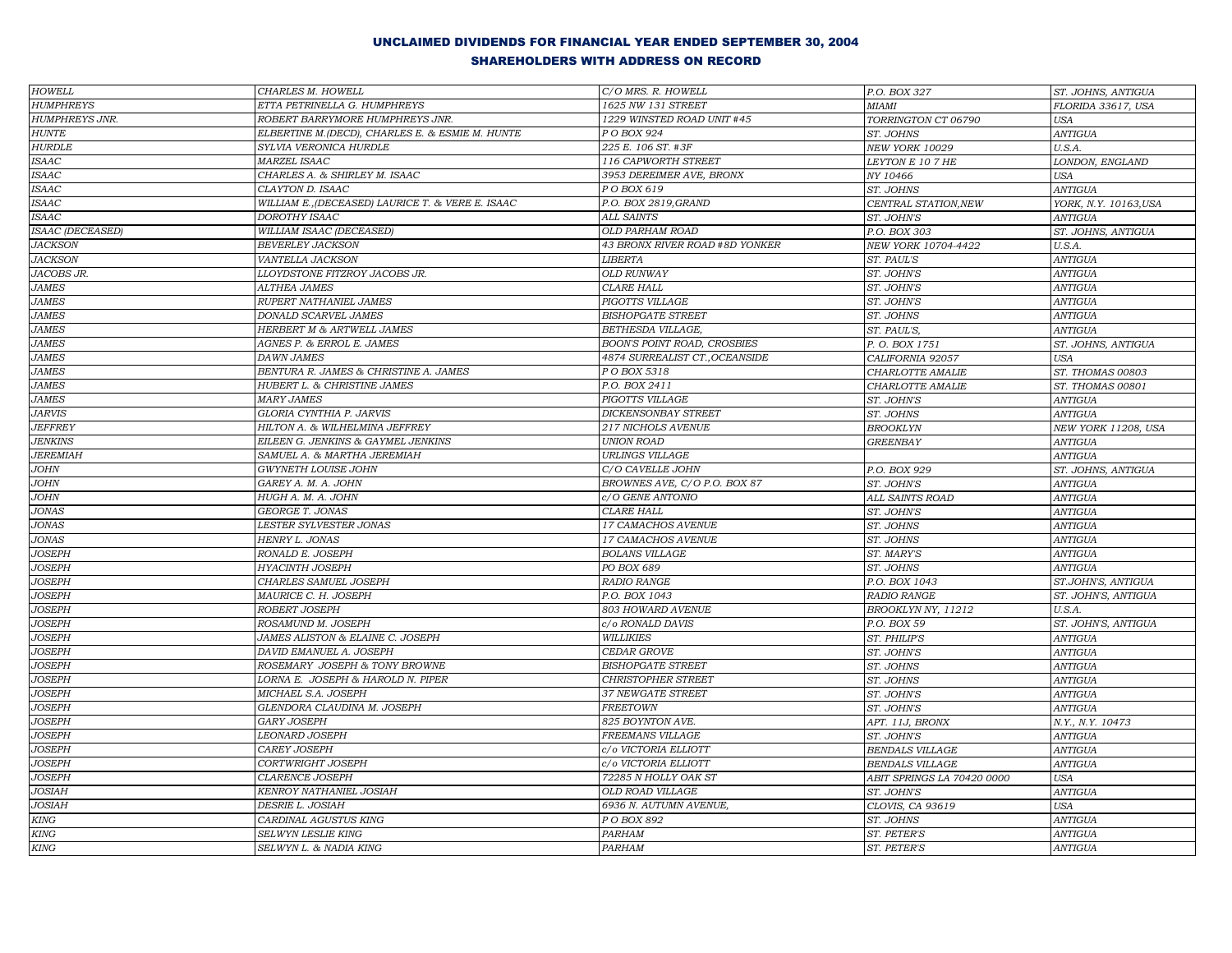# UNCLAIMED DIVIDENDS FOR FINANCIAL YEAR ENDED SEPTEMBER 30, 2004

## SHAREHOLDERS WITH ADDRESS ON RECORD

| | | | | |
|---|---|---|---|---|
| HOWELL | CHARLES M. HOWELL | C/O MRS. R. HOWELL | P.O. BOX 327 | ST. JOHNS, ANTIGUA |
| HUMPHREYS | ETTA PETRINELLA G. HUMPHREYS | 1625 NW 131 STREET | MIAMI | FLORIDA 33617, USA |
| HUMPHREYS JNR. | ROBERT BARRYMORE HUMPHREYS JNR. | 1229 WINSTED ROAD UNIT #45 | TORRINGTON CT 06790 | USA |
| HUNTE | ELBERTINE M.(DECD), CHARLES E. & ESMIE M. HUNTE | P O BOX 924 | ST. JOHNS | ANTIGUA |
| HURDLE | SYLVIA VERONICA HURDLE | 225 E. 106 ST. #3F | NEW YORK 10029 | U.S.A. |
| ISAAC | MARZEL ISAAC | 116 CAPWORTH STREET | LEYTON E 10 7 HE | LONDON, ENGLAND |
| ISAAC | CHARLES A. & SHIRLEY M. ISAAC | 3953 DEREIMER AVE, BRONX | NY 10466 | USA |
| ISAAC | CLAYTON D. ISAAC | P O BOX 619 | ST. JOHNS | ANTIGUA |
| ISAAC | WILLIAM E.,(DECEASED) LAURICE T. & VERE E. ISAAC | P.O. BOX 2819,GRAND | CENTRAL STATION,NEW | YORK, N.Y. 10163,USA |
| ISAAC | DOROTHY ISAAC | ALL SAINTS | ST. JOHN'S | ANTIGUA |
| ISAAC (DECEASED) | WILLIAM ISAAC (DECEASED) | OLD PARHAM ROAD | P.O. BOX 303 | ST. JOHNS, ANTIGUA |
| JACKSON | BEVERLEY JACKSON | 43 BRONX RIVER ROAD #8D YONKER | NEW YORK 10704-4422 | U.S.A. |
| JACKSON | VANTELLA JACKSON | LIBERTA | ST. PAUL'S | ANTIGUA |
| JACOBS JR. | LLOYDSTONE FITZROY JACOBS JR. | OLD RUNWAY | ST. JOHN'S | ANTIGUA |
| JAMES | ALTHEA JAMES | CLARE HALL | ST. JOHN'S | ANTIGUA |
| JAMES | RUPERT NATHANIEL JAMES | PIGOTTS VILLAGE | ST. JOHN'S | ANTIGUA |
| JAMES | DONALD SCARVEL JAMES | BISHOPGATE STREET | ST. JOHNS | ANTIGUA |
| JAMES | HERBERT M & ARTWELL JAMES | BETHESDA VILLAGE, | ST. PAUL'S, | ANTIGUA |
| JAMES | AGNES P. & ERROL E. JAMES | BOON'S POINT ROAD, CROSBIES | P. O. BOX 1751 | ST. JOHNS, ANTIGUA |
| JAMES | DAWN JAMES | 4874 SURREALIST CT.,OCEANSIDE | CALIFORNIA 92057 | USA |
| JAMES | BENTURA R. JAMES & CHRISTINE A. JAMES | P O BOX 5318 | CHARLOTTE AMALIE | ST. THOMAS 00803 |
| JAMES | HUBERT L. & CHRISTINE JAMES | P.O. BOX 2411 | CHARLOTTE AMALIE | ST. THOMAS 00801 |
| JAMES | MARY JAMES | PIGOTTS VILLAGE | ST. JOHN'S | ANTIGUA |
| JARVIS | GLORIA CYNTHIA P. JARVIS | DICKENSONBAY STREET | ST. JOHNS | ANTIGUA |
| JEFFREY | HILTON A. & WILHELMINA JEFFREY | 217 NICHOLS AVENUE | BROOKLYN | NEW YORK 11208, USA |
| JENKINS | EILEEN G. JENKINS & GAYMEL JENKINS | UNION ROAD | GREENBAY | ANTIGUA |
| JEREMIAH | SAMUEL A. & MARTHA JEREMIAH | URLINGS VILLAGE | | ANTIGUA |
| JOHN | GWYNETH LOUISE JOHN | C/O CAVELLE JOHN | P.O. BOX 929 | ST. JOHNS, ANTIGUA |
| JOHN | GAREY A. M. A. JOHN | BROWNES AVE, C/O P.O. BOX 87 | ST. JOHN'S | ANTIGUA |
| JOHN | HUGH A. M. A. JOHN | c/O GENE ANTONIO | ALL SAINTS ROAD | ANTIGUA |
| JONAS | GEORGE T. JONAS | CLARE HALL | ST. JOHN'S | ANTIGUA |
| JONAS | LESTER SYLVESTER JONAS | 17 CAMACHOS AVENUE | ST. JOHNS | ANTIGUA |
| JONAS | HENRY L. JONAS | 17 CAMACHOS AVENUE | ST. JOHNS | ANTIGUA |
| JOSEPH | RONALD E. JOSEPH | BOLANS VILLAGE | ST. MARY'S | ANTIGUA |
| JOSEPH | HYACINTH JOSEPH | PO BOX 689 | ST. JOHNS | ANTIGUA |
| JOSEPH | CHARLES SAMUEL JOSEPH | RADIO RANGE | P.O. BOX 1043 | ST.JOHN'S, ANTIGUA |
| JOSEPH | MAURICE C. H. JOSEPH | P.O. BOX 1043 | RADIO RANGE | ST. JOHN'S, ANTIGUA |
| JOSEPH | ROBERT JOSEPH | 803 HOWARD AVENUE | BROOKLYN NY, 11212 | U.S.A. |
| JOSEPH | ROSAMUND M. JOSEPH | c/o RONALD DAVIS | P.O. BOX 59 | ST. JOHN'S, ANTIGUA |
| JOSEPH | JAMES ALISTON & ELAINE C. JOSEPH | WILLIKIES | ST. PHILIP'S | ANTIGUA |
| JOSEPH | DAVID EMANUEL A. JOSEPH | CEDAR GROVE | ST. JOHN'S | ANTIGUA |
| JOSEPH | ROSEMARY JOSEPH & TONY BROWNE | BISHOPGATE STREET | ST. JOHNS | ANTIGUA |
| JOSEPH | LORNA E. JOSEPH & HAROLD N. PIPER | CHRISTOPHER STREET | ST. JOHNS | ANTIGUA |
| JOSEPH | MICHAEL S.A. JOSEPH | 37 NEWGATE STREET | ST. JOHN'S | ANTIGUA |
| JOSEPH | GLENDORA CLAUDINA M. JOSEPH | FREETOWN | ST. JOHN'S | ANTIGUA |
| JOSEPH | GARY JOSEPH | 825 BOYNTON AVE. | APT. 11J, BRONX | N.Y., N.Y. 10473 |
| JOSEPH | LEONARD JOSEPH | FREEMANS VILLAGE | ST. JOHN'S | ANTIGUA |
| JOSEPH | CAREY JOSEPH | c/o VICTORIA ELLIOTT | BENDALS VILLAGE | ANTIGUA |
| JOSEPH | CORTWRIGHT JOSEPH | c/o VICTORIA ELLIOTT | BENDALS VILLAGE | ANTIGUA |
| JOSEPH | CLARENCE JOSEPH | 72285 N HOLLY OAK ST | ABIT SPRINGS LA 70420 0000 | USA |
| JOSIAH | KENROY NATHANIEL JOSIAH | OLD ROAD VILLAGE | ST. JOHN'S | ANTIGUA |
| JOSIAH | DESRIE L. JOSIAH | 6936 N. AUTUMN AVENUE, | CLOVIS, CA 93619 | USA |
| KING | CARDINAL AGUSTUS KING | P O BOX 892 | ST. JOHNS | ANTIGUA |
| KING | SELWYN LESLIE KING | PARHAM | ST. PETER'S | ANTIGUA |
| KING | SELWYN L. & NADIA KING | PARHAM | ST. PETER'S | ANTIGUA |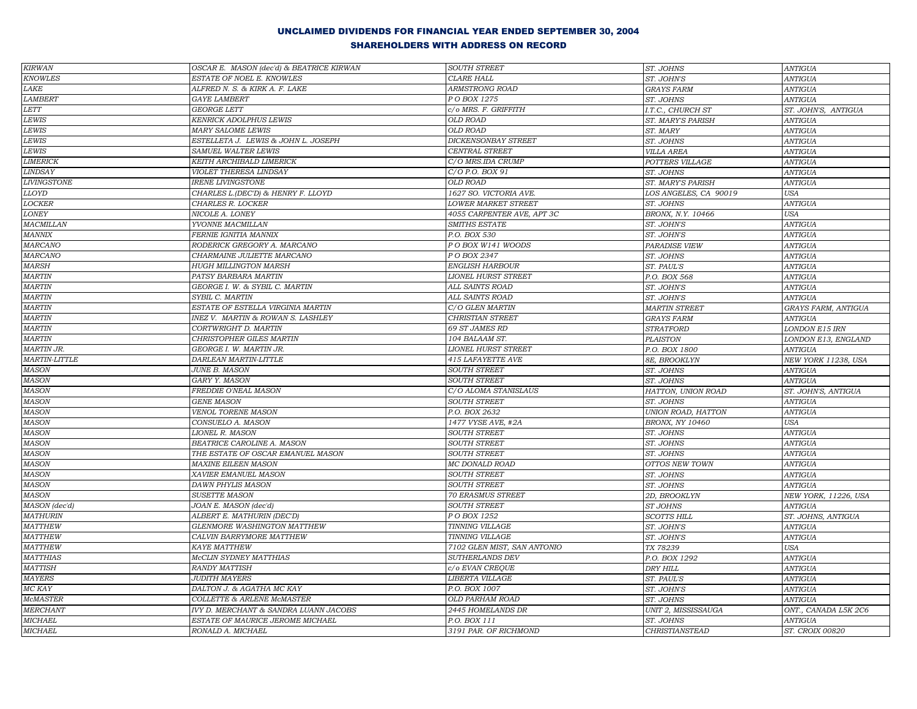# UNCLAIMED DIVIDENDS FOR FINANCIAL YEAR ENDED SEPTEMBER 30, 2004

## SHAREHOLDERS WITH ADDRESS ON RECORD

| | | | | |
|---|---|---|---|---|
| KIRWAN | OSCAR E. MASON (dec'd) & BEATRICE KIRWAN | SOUTH STREET | ST. JOHNS | ANTIGUA |
| KNOWLES | ESTATE OF NOEL E. KNOWLES | CLARE HALL | ST. JOHN'S | ANTIGUA |
| LAKE | ALFRED N. S. & KIRK A. F. LAKE | ARMSTRONG ROAD | GRAYS FARM | ANTIGUA |
| LAMBERT | GAYE LAMBERT | P O BOX 1275 | ST. JOHNS | ANTIGUA |
| LETT | GEORGE LETT | c/o MRS. F. GRIFFITH | I.T.C., CHURCH ST | ST. JOHN'S, ANTIGUA |
| LEWIS | KENRICK ADOLPHUS LEWIS | OLD ROAD | ST. MARY'S PARISH | ANTIGUA |
| LEWIS | MARY SALOME LEWIS | OLD ROAD | ST. MARY | ANTIGUA |
| LEWIS | ESTELLETA J. LEWIS & JOHN L. JOSEPH | DICKENSONBAY STREET | ST. JOHNS | ANTIGUA |
| LEWIS | SAMUEL WALTER LEWIS | CENTRAL STREET | VILLA AREA | ANTIGUA |
| LIMERICK | KEITH ARCHIBALD LIMERICK | C/O MRS.IDA CRUMP | POTTERS VILLAGE | ANTIGUA |
| LINDSAY | VIOLET THERESA LINDSAY | C/O P.O. BOX 91 | ST. JOHNS | ANTIGUA |
| LIVINGSTONE | IRENE LIVINGSTONE | OLD ROAD | ST. MARY'S PARISH | ANTIGUA |
| LLOYD | CHARLES L.(DEC'D) & HENRY F. LLOYD | 1627 SO. VICTORIA AVE. | LOS ANGELES, CA 90019 | USA |
| LOCKER | CHARLES R. LOCKER | LOWER MARKET STREET | ST. JOHNS | ANTIGUA |
| LONEY | NICOLE A. LONEY | 4055 CARPENTER AVE, APT 3C | BRONX, N.Y. 10466 | USA |
| MACMILLAN | YVONNE MACMILLAN | SMITHS ESTATE | ST. JOHN'S | ANTIGUA |
| MANNIX | FERNIE IGNITIA MANNIX | P.O. BOX 530 | ST. JOHN'S | ANTIGUA |
| MARCANO | RODERICK GREGORY A. MARCANO | P O BOX W141 WOODS | PARADISE VIEW | ANTIGUA |
| MARCANO | CHARMAINE JULIETTE MARCANO | P O BOX 2347 | ST. JOHNS | ANTIGUA |
| MARSH | HUGH MILLINGTON MARSH | ENGLISH HARBOUR | ST. PAUL'S | ANTIGUA |
| MARTIN | PATSY BARBARA MARTIN | LIONEL HURST STREET | P.O. BOX 568 | ANTIGUA |
| MARTIN | GEORGE I. W. & SYBIL C. MARTIN | ALL SAINTS ROAD | ST. JOHN'S | ANTIGUA |
| MARTIN | SYBIL C. MARTIN | ALL SAINTS ROAD | ST. JOHN'S | ANTIGUA |
| MARTIN | ESTATE OF ESTELLA VIRGINIA MARTIN | C/O GLEN MARTIN | MARTIN STREET | GRAYS FARM, ANTIGUA |
| MARTIN | INEZ V. MARTIN & ROWAN S. LASHLEY | CHRISTIAN STREET | GRAYS FARM | ANTIGUA |
| MARTIN | CORTWRIGHT D. MARTIN | 69 ST JAMES RD | STRATFORD | LONDON E15 IRN |
| MARTIN | CHRISTOPHER GILES MARTIN | 104 BALAAM ST. | PLAISTON | LONDON E13, ENGLAND |
| MARTIN JR. | GEORGE I. W. MARTIN JR. | LIONEL HURST STREET | P.O. BOX 1800 | ANTIGUA |
| MARTIN-LITTLE | DARLEAN MARTIN-LITTLE | 415 LAFAYETTE AVE | 8E, BROOKLYN | NEW YORK 11238, USA |
| MASON | JUNE B. MASON | SOUTH STREET | ST. JOHNS | ANTIGUA |
| MASON | GARY Y. MASON | SOUTH STREET | ST. JOHNS | ANTIGUA |
| MASON | FREDDIE O'NEAL MASON | C/O ALOMA STANISLAUS | HATTON, UNION ROAD | ST. JOHN'S, ANTIGUA |
| MASON | GENE MASON | SOUTH STREET | ST. JOHNS | ANTIGUA |
| MASON | VENOL TORENE MASON | P.O. BOX 2632 | UNION ROAD, HATTON | ANTIGUA |
| MASON | CONSUELO A. MASON | 1477 VYSE AVE, #2A | BRONX, NY 10460 | USA |
| MASON | LIONEL R. MASON | SOUTH STREET | ST. JOHNS | ANTIGUA |
| MASON | BEATRICE CAROLINE A. MASON | SOUTH STREET | ST. JOHNS | ANTIGUA |
| MASON | THE ESTATE OF OSCAR EMANUEL MASON | SOUTH STREET | ST. JOHNS | ANTIGUA |
| MASON | MAXINE EILEEN MASON | MC DONALD ROAD | OTTOS NEW TOWN | ANTIGUA |
| MASON | XAVIER EMANUEL MASON | SOUTH STREET | ST. JOHNS | ANTIGUA |
| MASON | DAWN PHYLIS MASON | SOUTH STREET | ST. JOHNS | ANTIGUA |
| MASON | SUSETTE MASON | 70 ERASMUS STREET | 2D, BROOKLYN | NEW YORK, 11226, USA |
| MASON (dec'd) | JOAN E. MASON (dec'd) | SOUTH STREET | ST JOHNS | ANTIGUA |
| MATHURIN | ALBERT E. MATHURIN (DEC'D) | P O BOX 1252 | SCOTTS HILL | ST. JOHNS, ANTIGUA |
| MATTHEW | GLENMORE WASHINGTON MATTHEW | TINNING VILLAGE | ST. JOHN'S | ANTIGUA |
| MATTHEW | CALVIN BARRYMORE MATTHEW | TINNING VILLAGE | ST. JOHN'S | ANTIGUA |
| MATTHEW | KAYE MATTHEW | 7102 GLEN MIST, SAN ANTONIO | TX 78239 | USA |
| MATTHIAS | McCLIN SYDNEY MATTHIAS | SUTHERLANDS DEV | P.O. BOX 1292 | ANTIGUA |
| MATTISH | RANDY MATTISH | c/o EVAN CREQUE | DRY HILL | ANTIGUA |
| MAYERS | JUDITH MAYERS | LIBERTA VILLAGE | ST. PAUL'S | ANTIGUA |
| MC KAY | DALTON J. & AGATHA MC KAY | P.O. BOX 1007 | ST. JOHN'S | ANTIGUA |
| McMASTER | COLLETTE & ARLENE McMASTER | OLD PARHAM ROAD | ST. JOHNS | ANTIGUA |
| MERCHANT | IVY D. MERCHANT & SANDRA LUANN JACOBS | 2445 HOMELANDS DR | UNIT 2, MISSISSAUGA | ONT., CANADA L5K 2C6 |
| MICHAEL | ESTATE OF MAURICE JEROME MICHAEL | P.O. BOX 111 | ST. JOHNS | ANTIGUA |
| MICHAEL | RONALD A. MICHAEL | 3191 PAR. OF RICHMOND | CHRISTIANSTEAD | ST. CROIX 00820 |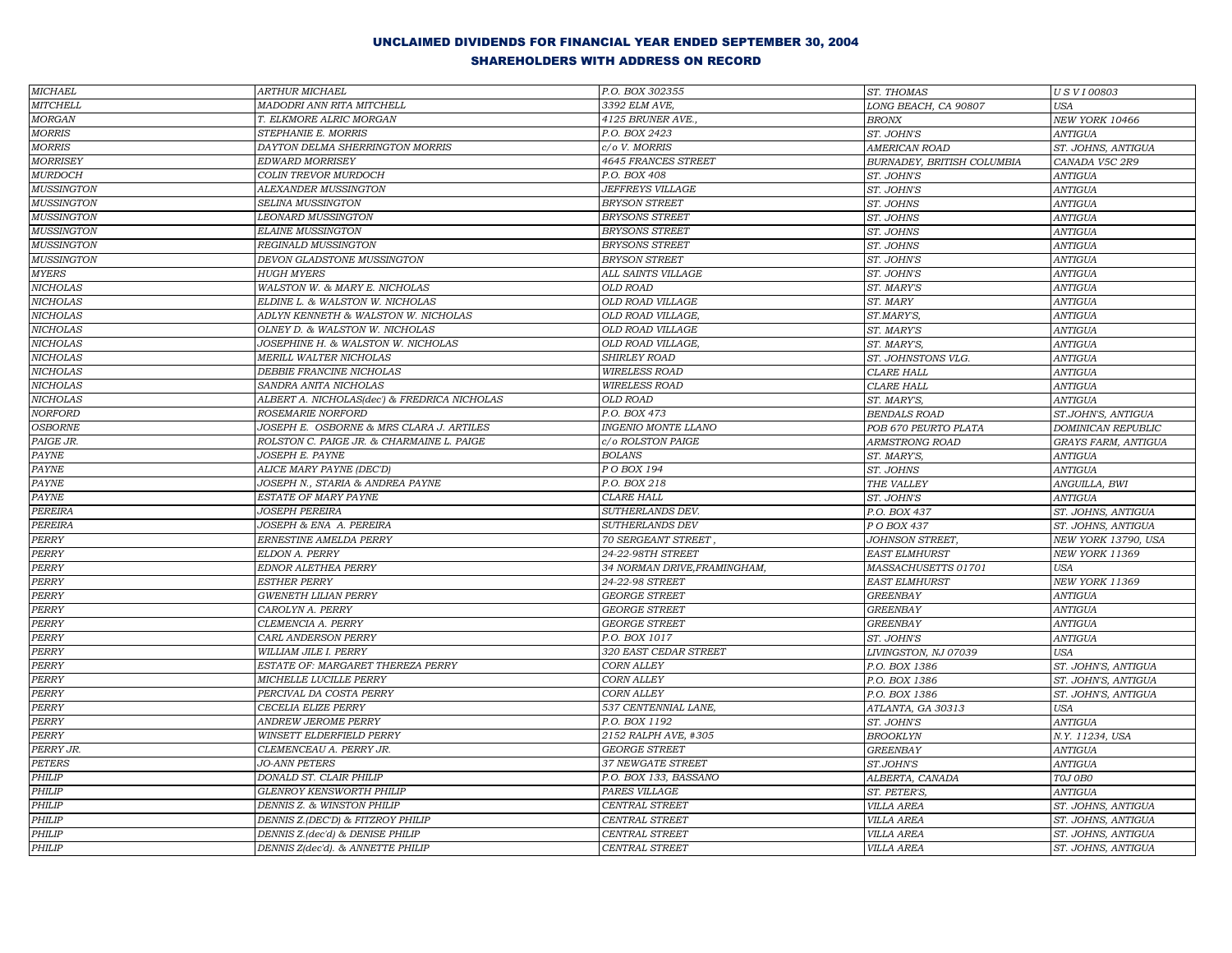## UNCLAIMED DIVIDENDS FOR FINANCIAL YEAR ENDED SEPTEMBER 30, 2004

### SHAREHOLDERS WITH ADDRESS ON RECORD

| | | | | |
|---|---|---|---|---|
| MICHAEL | ARTHUR MICHAEL | P.O. BOX 302355 | ST. THOMAS | U S V I 00803 |
| MITCHELL | MADODRI ANN RITA MITCHELL | 3392 ELM AVE, | LONG BEACH, CA 90807 | USA |
| MORGAN | T. ELKMORE ALRIC MORGAN | 4125 BRUNER AVE., | BRONX | NEW YORK 10466 |
| MORRIS | STEPHANIE E. MORRIS | P.O. BOX 2423 | ST. JOHN'S | ANTIGUA |
| MORRIS | DAYTON DELMA SHERRINGTON MORRIS | c/o V. MORRIS | AMERICAN ROAD | ST. JOHNS, ANTIGUA |
| MORRISEY | EDWARD MORRISEY | 4645 FRANCES STREET | BURNADEY, BRITISH COLUMBIA | CANADA V5C 2R9 |
| MURDOCH | COLIN TREVOR MURDOCH | P.O. BOX 408 | ST. JOHN'S | ANTIGUA |
| MUSSINGTON | ALEXANDER MUSSINGTON | JEFFREYS VILLAGE | ST. JOHN'S | ANTIGUA |
| MUSSINGTON | SELINA MUSSINGTON | BRYSON STREET | ST. JOHNS | ANTIGUA |
| MUSSINGTON | LEONARD MUSSINGTON | BRYSONS STREET | ST. JOHNS | ANTIGUA |
| MUSSINGTON | ELAINE MUSSINGTON | BRYSONS STREET | ST. JOHNS | ANTIGUA |
| MUSSINGTON | REGINALD MUSSINGTON | BRYSONS STREET | ST. JOHNS | ANTIGUA |
| MUSSINGTON | DEVON GLADSTONE MUSSINGTON | BRYSON STREET | ST. JOHN'S | ANTIGUA |
| MYERS | HUGH MYERS | ALL SAINTS VILLAGE | ST. JOHN'S | ANTIGUA |
| NICHOLAS | WALSTON W. & MARY E. NICHOLAS | OLD ROAD | ST. MARY'S | ANTIGUA |
| NICHOLAS | ELDINE L. & WALSTON W. NICHOLAS | OLD ROAD VILLAGE | ST. MARY | ANTIGUA |
| NICHOLAS | ADLYN KENNETH & WALSTON W. NICHOLAS | OLD ROAD VILLAGE, | ST.MARY'S, | ANTIGUA |
| NICHOLAS | OLNEY D. & WALSTON W. NICHOLAS | OLD ROAD VILLAGE | ST. MARY'S | ANTIGUA |
| NICHOLAS | JOSEPHINE H. & WALSTON W. NICHOLAS | OLD ROAD VILLAGE, | ST. MARY'S, | ANTIGUA |
| NICHOLAS | MERILL WALTER NICHOLAS | SHIRLEY ROAD | ST. JOHNSTONS VLG. | ANTIGUA |
| NICHOLAS | DEBBIE FRANCINE NICHOLAS | WIRELESS ROAD | CLARE HALL | ANTIGUA |
| NICHOLAS | SANDRA ANITA NICHOLAS | WIRELESS ROAD | CLARE HALL | ANTIGUA |
| NICHOLAS | ALBERT A. NICHOLAS(dec') & FREDRICA NICHOLAS | OLD ROAD | ST. MARY'S, | ANTIGUA |
| NORFORD | ROSEMARIE NORFORD | P.O. BOX 473 | BENDALS ROAD | ST.JOHN'S, ANTIGUA |
| OSBORNE | JOSEPH E. OSBORNE & MRS CLARA J. ARTILES | INGENIO MONTE LLANO | POB 670 PEURTO PLATA | DOMINICAN REPUBLIC |
| PAIGE JR. | ROLSTON C. PAIGE JR. & CHARMAINE L. PAIGE | c/o ROLSTON PAIGE | ARMSTRONG ROAD | GRAYS FARM, ANTIGUA |
| PAYNE | JOSEPH E. PAYNE | BOLANS | ST. MARY'S, | ANTIGUA |
| PAYNE | ALICE MARY PAYNE (DEC'D) | P O BOX 194 | ST. JOHNS | ANTIGUA |
| PAYNE | JOSEPH N., STARIA & ANDREA PAYNE | P.O. BOX 218 | THE VALLEY | ANGUILLA, BWI |
| PAYNE | ESTATE OF MARY PAYNE | CLARE HALL | ST. JOHN'S | ANTIGUA |
| PEREIRA | JOSEPH PEREIRA | SUTHERLANDS DEV. | P.O. BOX 437 | ST. JOHNS, ANTIGUA |
| PEREIRA | JOSEPH & ENA A. PEREIRA | SUTHERLANDS DEV | P O BOX 437 | ST. JOHNS, ANTIGUA |
| PERRY | ERNESTINE AMELDA PERRY | 70 SERGEANT STREET , | JOHNSON STREET, | NEW YORK 13790, USA |
| PERRY | ELDON A. PERRY | 24-22-98TH STREET | EAST ELMHURST | NEW YORK 11369 |
| PERRY | EDNOR ALETHEA PERRY | 34 NORMAN DRIVE,FRAMINGHAM, | MASSACHUSETTS 01701 | USA |
| PERRY | ESTHER PERRY | 24-22-98 STREET | EAST ELMHURST | NEW YORK 11369 |
| PERRY | GWENETH LILIAN PERRY | GEORGE STREET | GREENBAY | ANTIGUA |
| PERRY | CAROLYN A. PERRY | GEORGE STREET | GREENBAY | ANTIGUA |
| PERRY | CLEMENCIA A. PERRY | GEORGE STREET | GREENBAY | ANTIGUA |
| PERRY | CARL ANDERSON PERRY | P.O. BOX 1017 | ST. JOHN'S | ANTIGUA |
| PERRY | WILLIAM JILE I. PERRY | 320 EAST CEDAR STREET | LIVINGSTON, NJ 07039 | USA |
| PERRY | ESTATE OF: MARGARET THEREZA PERRY | CORN ALLEY | P.O. BOX 1386 | ST. JOHN'S, ANTIGUA |
| PERRY | MICHELLE LUCILLE PERRY | CORN ALLEY | P.O. BOX 1386 | ST. JOHN'S, ANTIGUA |
| PERRY | PERCIVAL DA COSTA PERRY | CORN ALLEY | P.O. BOX 1386 | ST. JOHN'S, ANTIGUA |
| PERRY | CECELIA ELIZE PERRY | 537 CENTENNIAL LANE, | ATLANTA, GA 30313 | USA |
| PERRY | ANDREW JEROME PERRY | P.O. BOX 1192 | ST. JOHN'S | ANTIGUA |
| PERRY | WINSETT ELDERFIELD PERRY | 2152 RALPH AVE, #305 | BROOKLYN | N.Y. 11234, USA |
| PERRY JR. | CLEMENCEAU A. PERRY JR. | GEORGE STREET | GREENBAY | ANTIGUA |
| PETERS | JO-ANN PETERS | 37 NEWGATE STREET | ST.JOHN'S | ANTIGUA |
| PHILIP | DONALD ST. CLAIR PHILIP | P.O. BOX 133, BASSANO | ALBERTA, CANADA | T0J 0B0 |
| PHILIP | GLENROY KENSWORTH PHILIP | PARES VILLAGE | ST. PETER'S, | ANTIGUA |
| PHILIP | DENNIS Z. & WINSTON PHILIP | CENTRAL STREET | VILLA AREA | ST. JOHNS, ANTIGUA |
| PHILIP | DENNIS Z.(DEC'D) & FITZROY PHILIP | CENTRAL STREET | VILLA AREA | ST. JOHNS, ANTIGUA |
| PHILIP | DENNIS Z.(dec'd) & DENISE PHILIP | CENTRAL STREET | VILLA AREA | ST. JOHNS, ANTIGUA |
| PHILIP | DENNIS Z(dec'd). & ANNETTE PHILIP | CENTRAL STREET | VILLA AREA | ST. JOHNS, ANTIGUA |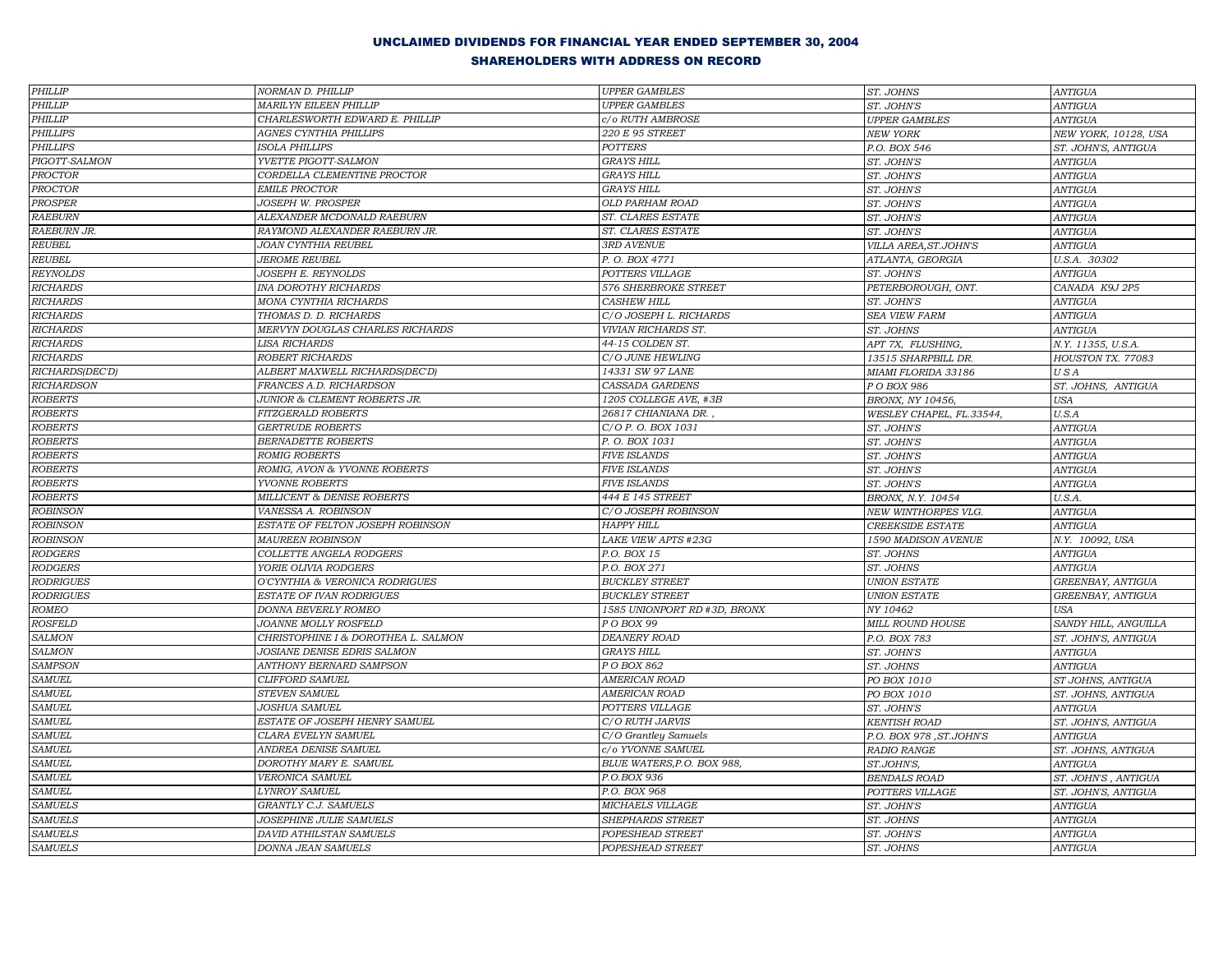## UNCLAIMED DIVIDENDS FOR FINANCIAL YEAR ENDED SEPTEMBER 30, 2004

## SHAREHOLDERS WITH ADDRESS ON RECORD

| | | | | |
|---|---|---|---|---|
| PHILLIP | NORMAN D. PHILLIP | UPPER GAMBLES | ST. JOHNS | ANTIGUA |
| PHILLIP | MARILYN EILEEN PHILLIP | UPPER GAMBLES | ST. JOHN'S | ANTIGUA |
| PHILLIP | CHARLESWORTH EDWARD E. PHILLIP | c/o RUTH AMBROSE | UPPER GAMBLES | ANTIGUA |
| PHILLIPS | AGNES CYNTHIA PHILLIPS | 220 E 95 STREET | NEW YORK | NEW YORK, 10128, USA |
| PHILLIPS | ISOLA PHILLIPS | POTTERS | P.O. BOX 546 | ST. JOHN'S, ANTIGUA |
| PIGOTT-SALMON | YVETTE PIGOTT-SALMON | GRAYS HILL | ST. JOHN'S | ANTIGUA |
| PROCTOR | CORDELLA CLEMENTINE PROCTOR | GRAYS HILL | ST. JOHN'S | ANTIGUA |
| PROCTOR | EMILE PROCTOR | GRAYS HILL | ST. JOHN'S | ANTIGUA |
| PROSPER | JOSEPH W. PROSPER | OLD PARHAM ROAD | ST. JOHN'S | ANTIGUA |
| RAEBURN | ALEXANDER MCDONALD RAEBURN | ST. CLARES ESTATE | ST. JOHN'S | ANTIGUA |
| RAEBURN JR. | RAYMOND ALEXANDER RAEBURN JR. | ST. CLARES ESTATE | ST. JOHN'S | ANTIGUA |
| REUBEL | JOAN CYNTHIA REUBEL | 3RD AVENUE | VILLA AREA,ST.JOHN'S | ANTIGUA |
| REUBEL | JEROME REUBEL | P. O. BOX 4771 | ATLANTA, GEORGIA | U.S.A. 30302 |
| REYNOLDS | JOSEPH E. REYNOLDS | POTTERS VILLAGE | ST. JOHN'S | ANTIGUA |
| RICHARDS | INA DOROTHY RICHARDS | 576 SHERBROKE STREET | PETERBOROUGH, ONT. | CANADA K9J 2P5 |
| RICHARDS | MONA CYNTHIA RICHARDS | CASHEW HILL | ST. JOHN'S | ANTIGUA |
| RICHARDS | THOMAS D. D. RICHARDS | C/O JOSEPH L. RICHARDS | SEA VIEW FARM | ANTIGUA |
| RICHARDS | MERVYN DOUGLAS CHARLES RICHARDS | VIVIAN RICHARDS ST. | ST. JOHNS | ANTIGUA |
| RICHARDS | LISA RICHARDS | 44-15 COLDEN ST. | APT 7X, FLUSHING, | N.Y. 11355, U.S.A. |
| RICHARDS | ROBERT RICHARDS | C/O JUNE HEWLING | 13515 SHARPBILL DR. | HOUSTON TX. 77083 |
| RICHARDS(DEC'D) | ALBERT MAXWELL RICHARDS(DEC'D) | 14331 SW 97 LANE | MIAMI FLORIDA 33186 | U S A |
| RICHARDSON | FRANCES A.D. RICHARDSON | CASSADA GARDENS | P O BOX 986 | ST. JOHNS, ANTIGUA |
| ROBERTS | JUNIOR & CLEMENT ROBERTS JR. | 1205 COLLEGE AVE, #3B | BRONX, NY 10456, | USA |
| ROBERTS | FITZGERALD ROBERTS | 26817 CHIANIANA DR. , | WESLEY CHAPEL, FL.33544, | U.S.A |
| ROBERTS | GERTRUDE ROBERTS | C/O P. O. BOX 1031 | ST. JOHN'S | ANTIGUA |
| ROBERTS | BERNADETTE ROBERTS | P. O. BOX 1031 | ST. JOHN'S | ANTIGUA |
| ROBERTS | ROMIG ROBERTS | FIVE ISLANDS | ST. JOHN'S | ANTIGUA |
| ROBERTS | ROMIG, AVON & YVONNE ROBERTS | FIVE ISLANDS | ST. JOHN'S | ANTIGUA |
| ROBERTS | YVONNE ROBERTS | FIVE ISLANDS | ST. JOHN'S | ANTIGUA |
| ROBERTS | MILLICENT & DENISE ROBERTS | 444 E 145 STREET | BRONX, N.Y. 10454 | U.S.A. |
| ROBINSON | VANESSA A. ROBINSON | C/O JOSEPH ROBINSON | NEW WINTHORPES VLG. | ANTIGUA |
| ROBINSON | ESTATE OF FELTON JOSEPH ROBINSON | HAPPY HILL | CREEKSIDE ESTATE | ANTIGUA |
| ROBINSON | MAUREEN ROBINSON | LAKE VIEW APTS #23G | 1590 MADISON AVENUE | N.Y. 10092, USA |
| RODGERS | COLLETTE ANGELA RODGERS | P.O. BOX 15 | ST. JOHNS | ANTIGUA |
| RODGERS | YORIE OLIVIA RODGERS | P.O. BOX 271 | ST. JOHNS | ANTIGUA |
| RODRIGUES | O'CYNTHIA & VERONICA RODRIGUES | BUCKLEY STREET | UNION ESTATE | GREENBAY, ANTIGUA |
| RODRIGUES | ESTATE OF IVAN RODRIGUES | BUCKLEY STREET | UNION ESTATE | GREENBAY, ANTIGUA |
| ROMEO | DONNA BEVERLY ROMEO | 1585 UNIONPORT RD #3D, BRONX | NY 10462 | USA |
| ROSFELD | JOANNE MOLLY ROSFELD | P O BOX 99 | MILL ROUND HOUSE | SANDY HILL, ANGUILLA |
| SALMON | CHRISTOPHINE I & DOROTHEA L. SALMON | DEANERY ROAD | P.O. BOX 783 | ST. JOHN'S, ANTIGUA |
| SALMON | JOSIANE DENISE EDRIS SALMON | GRAYS HILL | ST. JOHN'S | ANTIGUA |
| SAMPSON | ANTHONY BERNARD SAMPSON | P O BOX 862 | ST. JOHNS | ANTIGUA |
| SAMUEL | CLIFFORD SAMUEL | AMERICAN ROAD | PO BOX 1010 | ST JOHNS, ANTIGUA |
| SAMUEL | STEVEN SAMUEL | AMERICAN ROAD | PO BOX 1010 | ST. JOHNS, ANTIGUA |
| SAMUEL | JOSHUA SAMUEL | POTTERS VILLAGE | ST. JOHN'S | ANTIGUA |
| SAMUEL | ESTATE OF JOSEPH HENRY SAMUEL | C/O RUTH JARVIS | KENTISH ROAD | ST. JOHN'S, ANTIGUA |
| SAMUEL | CLARA EVELYN SAMUEL | C/O Grantley Samuels | P.O. BOX 978 ,ST.JOHN'S | ANTIGUA |
| SAMUEL | ANDREA DENISE SAMUEL | c/o YVONNE SAMUEL | RADIO RANGE | ST. JOHNS, ANTIGUA |
| SAMUEL | DOROTHY MARY E. SAMUEL | BLUE WATERS,P.O. BOX 988, | ST.JOHN'S, | ANTIGUA |
| SAMUEL | VERONICA SAMUEL | P.O.BOX 936 | BENDALS ROAD | ST. JOHN'S , ANTIGUA |
| SAMUEL | LYNROY SAMUEL | P.O. BOX 968 | POTTERS VILLAGE | ST. JOHN'S, ANTIGUA |
| SAMUELS | GRANTLY C.J. SAMUELS | MICHAELS VILLAGE | ST. JOHN'S | ANTIGUA |
| SAMUELS | JOSEPHINE JULIE SAMUELS | SHEPHARDS STREET | ST. JOHNS | ANTIGUA |
| SAMUELS | DAVID ATHILSTAN SAMUELS | POPESHEAD STREET | ST. JOHN'S | ANTIGUA |
| SAMUELS | DONNA JEAN SAMUELS | POPESHEAD STREET | ST. JOHNS | ANTIGUA |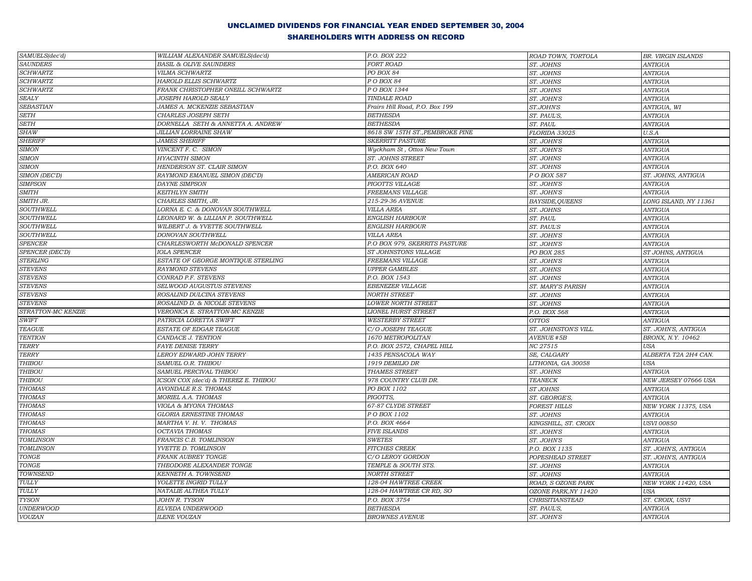## UNCLAIMED DIVIDENDS FOR FINANCIAL YEAR ENDED SEPTEMBER 30, 2004

### SHAREHOLDERS WITH ADDRESS ON RECORD

| | | | | |
|---|---|---|---|---|
| SAMUELS(dec'd) | WILLIAM ALEXANDER SAMUELS(dec'd) | P.O. BOX 222 | ROAD TOWN, TORTOLA | BR. VIRGIN ISLANDS |
| SAUNDERS | BASIL & OLIVE SAUNDERS | FORT ROAD | ST. JOHNS | ANTIGUA |
| SCHWARTZ | VILMA SCHWARTZ | PO BOX 84 | ST. JOHNS | ANTIGUA |
| SCHWARTZ | HAROLD ELLIS SCHWARTZ | P O BOX 84 | ST. JOHNS | ANTIGUA |
| SCHWARTZ | FRANK CHRISTOPHER ONEILL SCHWARTZ | P O BOX 1344 | ST. JOHNS | ANTIGUA |
| SEALY | JOSEPH HAROLD SEALY | TINDALE ROAD | ST. JOHN'S | ANTIGUA |
| SEBASTIAN | JAMES A. MCKENZIE SEBASTIAN | Frairs Hill Road, P.O. Box 199 | ST.JOHN'S | ANTIGUA, WI |
| SETH | CHARLES JOSEPH SETH | BETHESDA | ST. PAUL'S, | ANTIGUA |
| SETH | DORNELLA SETH & ANNETTA A. ANDREW | BETHESDA | ST. PAUL | ANTIGUA |
| SHAW | JILLIAN LORRAINE SHAW | 8618 SW 15TH ST.,PEMBROKE PINE | FLORIDA 33025 | U.S.A |
| SHERIFF | JAMES SHERIFF | SKERRITT PASTURE | ST. JOHN'S | ANTIGUA |
| SIMON | VINCENT F. C. SIMON | Wyckham St , Ottos New Town | ST. JOHN'S | ANTIGUA |
| SIMON | HYACINTH SIMON | ST. JOHNS STREET | ST. JOHNS | ANTIGUA |
| SIMON | HENDERSON ST. CLAIR SIMON | P.O. BOX 640 | ST. JOHNS | ANTIGUA |
| SIMON (DEC'D) | RAYMOND EMANUEL SIMON (DEC'D) | AMERICAN ROAD | P O BOX 587 | ST. JOHNS, ANTIGUA |
| SIMPSON | DAYNE SIMPSON | PIGOTTS VILLAGE | ST. JOHN'S | ANTIGUA |
| SMITH | KEITHLYN SMITH | FREEMANS VILLAGE | ST. JOHN'S | ANTIGUA |
| SMITH JR. | CHARLES SMITH, JR. | 215-29-36 AVENUE | BAYSIDE,QUEENS | LONG ISLAND, NY 11361 |
| SOUTHWELL | LORNA E. C. & DONOVAN SOUTHWELL | VILLA AREA | ST. JOHNS | ANTIGUA |
| SOUTHWELL | LEONARD W. & LILLIAN P. SOUTHWELL | ENGLISH HARBOUR | ST. PAUL | ANTIGUA |
| SOUTHWELL | WILBERT J. & YVETTE SOUTHWELL | ENGLISH HARBOUR | ST. PAUL'S | ANTIGUA |
| SOUTHWELL | DONOVAN SOUTHWELL | VILLA AREA | ST. JOHN'S | ANTIGUA |
| SPENCER | CHARLESWORTH McDONALD SPENCER | P.O BOX 979, SKERRITS PASTURE | ST. JOHN'S | ANTIGUA |
| SPENCER (DEC'D) | IOLA SPENCER | ST JOHNSTONS VILLAGE | PO BOX 285 | ST JOHNS, ANTIGUA |
| STERLING | ESTATE OF GEORGE MONTIQUE STERLING | FREEMANS VILLAGE | ST. JOHN'S | ANTIGUA |
| STEVENS | RAYMOND STEVENS | UPPER GAMBLES | ST. JOHNS | ANTIGUA |
| STEVENS | CONRAD P.F. STEVENS | P.O. BOX 1543 | ST. JOHNS | ANTIGUA |
| STEVENS | SELWOOD AUGUSTUS STEVENS | EBENEZER VILLAGE | ST. MARY'S PARISH | ANTIGUA |
| STEVENS | ROSALIND DULCINA STEVENS | NORTH STREET | ST. JOHNS | ANTIGUA |
| STEVENS | ROSALIND D. & NICOLE STEVENS | LOWER NORTH STREET | ST. JOHNS | ANTIGUA |
| STRATTON-MC KENZIE | VERONICA E. STRATTON-MC KENZIE | LIONEL HURST STREET | P.O. BOX 568 | ANTIGUA |
| SWIFT | PATRICIA LORETTA SWIFT | WESTERBY STREET | OTTOS | ANTIGUA |
| TEAGUE | ESTATE OF EDGAR TEAGUE | C/O JOSEPH TEAGUE | ST. JOHNSTON'S VILL. | ST. JOHN'S, ANTIGUA |
| TENTION | CANDACE J. TENTION | 1670 METROPOLITAN | AVENUE #5B | BRONX, N.Y. 10462 |
| TERRY | FAYE DENISE TERRY | P.O. BOX 2572, CHAPEL HILL | NC 27515 | USA |
| TERRY | LEROY EDWARD JOHN TERRY | 1435 PENSACOLA WAY | SE, CALGARY | ALBERTA T2A 2H4 CAN. |
| THIBOU | SAMUEL O.R. THIBOU | 1919 DEMILIO DR | LITHONIA, GA 30058 | USA |
| THIBOU | SAMUEL PERCIVAL THIBOU | THAMES STREET | ST. JOHNS | ANTIGUA |
| THIBOU | ICSON COX (dec'd) & THEREZ E. THIBOU | 978 COUNTRY CLUB DR. | TEANECK | NEW JERSEY 07666 USA |
| THOMAS | AVONDALE R.S. THOMAS | PO BOX 1102 | ST JOHNS | ANTIGUA |
| THOMAS | MORIEL A.A. THOMAS | PIGOTTS, | ST. GEORGE'S, | ANTIGUA |
| THOMAS | VIOLA & MYONA THOMAS | 67-87 CLYDE STREET | FOREST HILLS | NEW YORK 11375, USA |
| THOMAS | GLORIA ERNESTINE THOMAS | P O BOX 1102 | ST. JOHNS | ANTIGUA |
| THOMAS | MARTHA V. H. V. THOMAS | P.O. BOX 4664 | KINGSHILL, ST. CROIX | USVI 00850 |
| THOMAS | OCTAVIA THOMAS | FIVE ISLANDS | ST. JOHN'S | ANTIGUA |
| TOMLINSON | FRANCIS C.B. TOMLINSON | SWETES | ST. JOHN'S | ANTIGUA |
| TOMLINSON | YVETTE D. TOMLINSON | FITCHES CREEK | P.O. BOX 1135 | ST. JOHN'S, ANTIGUA |
| TONGE | FRANK AUBREY TONGE | C/O LEROY GORDON | POPESHEAD STREET | ST. JOHN'S, ANTIGUA |
| TONGE | THEODORE ALEXANDER TONGE | TEMPLE & SOUTH STS. | ST. JOHNS | ANTIGUA |
| TOWNSEND | KENNETH A. TOWNSEND | NORTH STREET | ST. JOHNS | ANTIGUA |
| TULLY | YOLETTE INGRID TULLY | 128-04 HAWTREE CREEK | ROAD, S OZONE PARK | NEW YORK 11420, USA |
| TULLY | NATALIE ALTHEA TULLY | 128-04 HAWTREE CR RD, SO | OZONE PARK,NY 11420 | USA |
| TYSON | JOHN R. TYSON | P.O. BOX 3754 | CHRISITIANSTEAD | ST. CROIX, USVI |
| UNDERWOOD | ELVEDA UNDERWOOD | BETHESDA | ST. PAUL'S, | ANTIGUA |
| VOUZAN | ILENE VOUZAN | BROWNES AVENUE | ST. JOHN'S | ANTIGUA |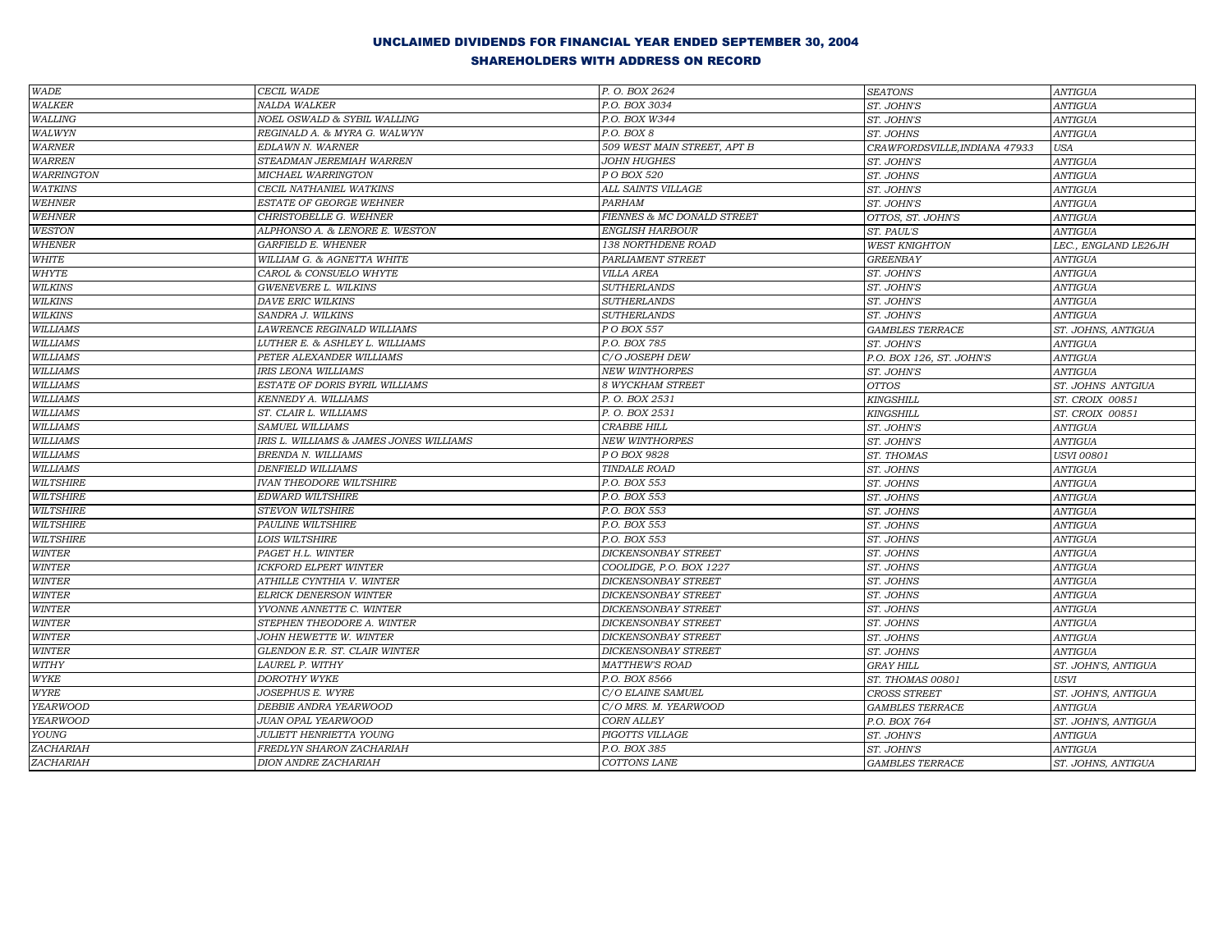## UNCLAIMED DIVIDENDS FOR FINANCIAL YEAR ENDED SEPTEMBER 30, 2004

### SHAREHOLDERS WITH ADDRESS ON RECORD

| | | | | |
|---|---|---|---|---|
| WADE | CECIL WADE | P. O. BOX 2624 | SEATONS | ANTIGUA |
| WALKER | NALDA WALKER | P.O. BOX 3034 | ST. JOHN'S | ANTIGUA |
| WALLING | NOEL OSWALD & SYBIL WALLING | P.O. BOX W344 | ST. JOHN'S | ANTIGUA |
| WALWYN | REGINALD A. & MYRA G. WALWYN | P.O. BOX 8 | ST. JOHNS | ANTIGUA |
| WARNER | EDLAWN N. WARNER | 509 WEST MAIN STREET, APT B | CRAWFORDSVILLE,INDIANA 47933 | USA |
| WARREN | STEADMAN JEREMIAH WARREN | JOHN HUGHES | ST. JOHN'S | ANTIGUA |
| WARRINGTON | MICHAEL WARRINGTON | P O BOX 520 | ST. JOHNS | ANTIGUA |
| WATKINS | CECIL NATHANIEL WATKINS | ALL SAINTS VILLAGE | ST. JOHN'S | ANTIGUA |
| WEHNER | ESTATE OF GEORGE WEHNER | PARHAM | ST. JOHN'S | ANTIGUA |
| WEHNER | CHRISTOBELLE G. WEHNER | FIENNES & MC DONALD STREET | OTTOS, ST. JOHN'S | ANTIGUA |
| WESTON | ALPHONSO A. & LENORE E. WESTON | ENGLISH HARBOUR | ST. PAUL'S | ANTIGUA |
| WHENER | GARFIELD E. WHENER | 138 NORTHDENE ROAD | WEST KNIGHTON | LEC., ENGLAND LE26JH |
| WHITE | WILLIAM G. & AGNETTA WHITE | PARLIAMENT STREET | GREENBAY | ANTIGUA |
| WHYTE | CAROL & CONSUELO WHYTE | VILLA AREA | ST. JOHN'S | ANTIGUA |
| WILKINS | GWENEVERE L. WILKINS | SUTHERLANDS | ST. JOHN'S | ANTIGUA |
| WILKINS | DAVE ERIC WILKINS | SUTHERLANDS | ST. JOHN'S | ANTIGUA |
| WILKINS | SANDRA J. WILKINS | SUTHERLANDS | ST. JOHN'S | ANTIGUA |
| WILLIAMS | LAWRENCE REGINALD WILLIAMS | P O BOX 557 | GAMBLES TERRACE | ST. JOHNS, ANTIGUA |
| WILLIAMS | LUTHER E. & ASHLEY L. WILLIAMS | P.O. BOX 785 | ST. JOHN'S | ANTIGUA |
| WILLIAMS | PETER ALEXANDER WILLIAMS | C/O JOSEPH DEW | P.O. BOX 126, ST. JOHN'S | ANTIGUA |
| WILLIAMS | IRIS LEONA WILLIAMS | NEW WINTHORPES | ST. JOHN'S | ANTIGUA |
| WILLIAMS | ESTATE OF DORIS BYRIL WILLIAMS | 8 WYCKHAM STREET | OTTOS | ST. JOHNS ANTGIUA |
| WILLIAMS | KENNEDY A. WILLIAMS | P. O. BOX 2531 | KINGSHILL | ST. CROIX 00851 |
| WILLIAMS | ST. CLAIR L. WILLIAMS | P. O. BOX 2531 | KINGSHILL | ST. CROIX 00851 |
| WILLIAMS | SAMUEL WILLIAMS | CRABBE HILL | ST. JOHN'S | ANTIGUA |
| WILLIAMS | IRIS L. WILLIAMS & JAMES JONES WILLIAMS | NEW WINTHORPES | ST. JOHN'S | ANTIGUA |
| WILLIAMS | BRENDA N. WILLIAMS | P O BOX 9828 | ST. THOMAS | USVI 00801 |
| WILLIAMS | DENFIELD WILLIAMS | TINDALE ROAD | ST. JOHNS | ANTIGUA |
| WILTSHIRE | IVAN THEODORE WILTSHIRE | P.O. BOX 553 | ST. JOHNS | ANTIGUA |
| WILTSHIRE | EDWARD WILTSHIRE | P.O. BOX 553 | ST. JOHNS | ANTIGUA |
| WILTSHIRE | STEVON WILTSHIRE | P.O. BOX 553 | ST. JOHNS | ANTIGUA |
| WILTSHIRE | PAULINE WILTSHIRE | P.O. BOX 553 | ST. JOHNS | ANTIGUA |
| WILTSHIRE | LOIS WILTSHIRE | P.O. BOX 553 | ST. JOHNS | ANTIGUA |
| WINTER | PAGET H.L. WINTER | DICKENSONBAY STREET | ST. JOHNS | ANTIGUA |
| WINTER | ICKFORD ELPERT WINTER | COOLIDGE, P.O. BOX 1227 | ST. JOHNS | ANTIGUA |
| WINTER | ATHILLE CYNTHIA V. WINTER | DICKENSONBAY STREET | ST. JOHNS | ANTIGUA |
| WINTER | ELRICK DENERSON WINTER | DICKENSONBAY STREET | ST. JOHNS | ANTIGUA |
| WINTER | YVONNE ANNETTE C. WINTER | DICKENSONBAY STREET | ST. JOHNS | ANTIGUA |
| WINTER | STEPHEN THEODORE A. WINTER | DICKENSONBAY STREET | ST. JOHNS | ANTIGUA |
| WINTER | JOHN HEWETTE W. WINTER | DICKENSONBAY STREET | ST. JOHNS | ANTIGUA |
| WINTER | GLENDON E.R. ST. CLAIR WINTER | DICKENSONBAY STREET | ST. JOHNS | ANTIGUA |
| WITHY | LAUREL P. WITHY | MATTHEW'S ROAD | GRAY HILL | ST. JOHN'S, ANTIGUA |
| WYKE | DOROTHY WYKE | P.O. BOX 8566 | ST. THOMAS 00801 | USVI |
| WYRE | JOSEPHUS E. WYRE | C/O ELAINE SAMUEL | CROSS STREET | ST. JOHN'S, ANTIGUA |
| YEARWOOD | DEBBIE ANDRA YEARWOOD | C/O MRS. M. YEARWOOD | GAMBLES TERRACE | ANTIGUA |
| YEARWOOD | JUAN OPAL YEARWOOD | CORN ALLEY | P.O. BOX 764 | ST. JOHN'S, ANTIGUA |
| YOUNG | JULIETT HENRIETTA YOUNG | PIGOTTS VILLAGE | ST. JOHN'S | ANTIGUA |
| ZACHARIAH | FREDLYN SHARON ZACHARIAH | P.O. BOX 385 | ST. JOHN'S | ANTIGUA |
| ZACHARIAH | DION ANDRE ZACHARIAH | COTTONS LANE | GAMBLES TERRACE | ST. JOHNS, ANTIGUA |